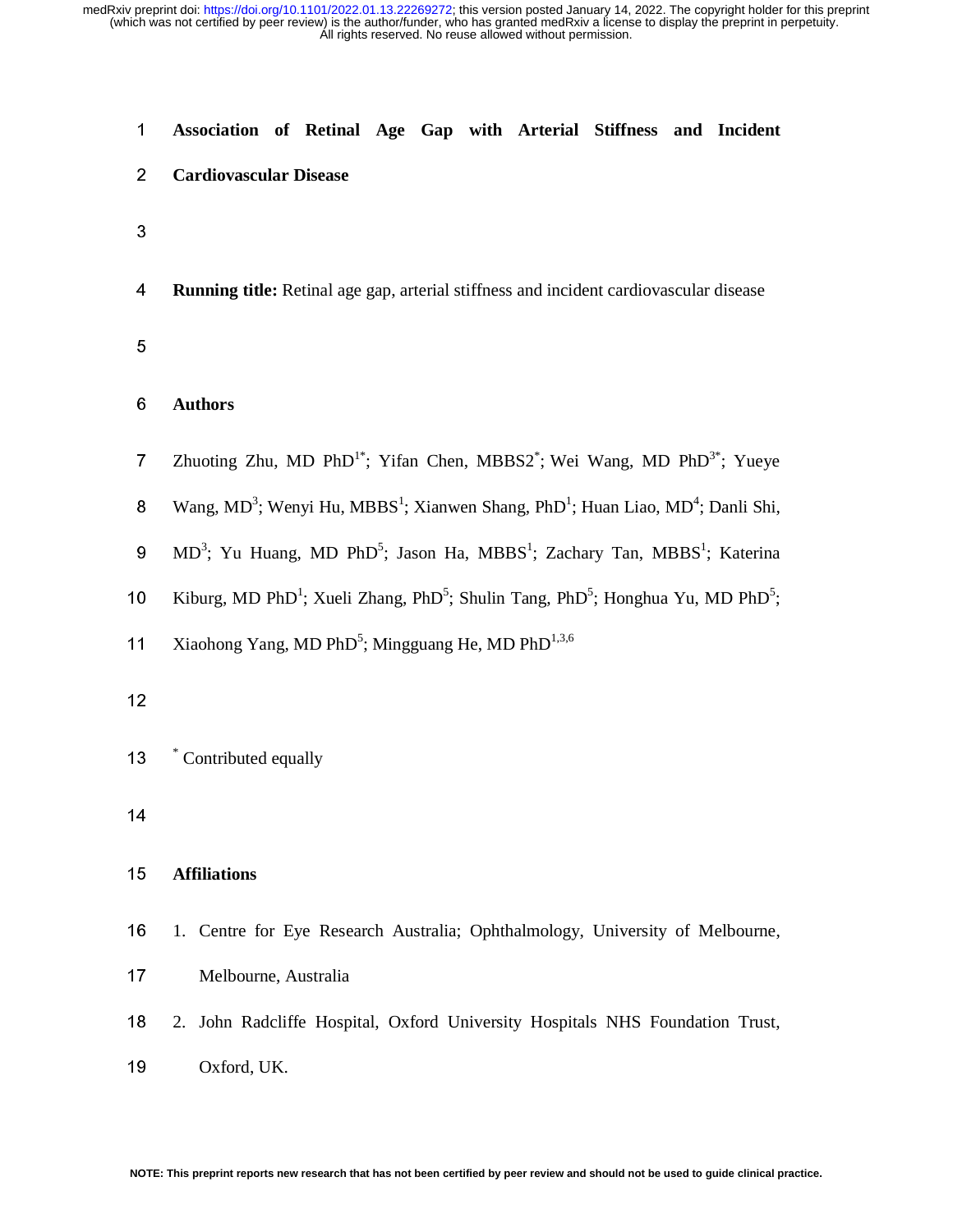# Association of Retinal Age Gap with Arterial Stiffness and Incident Cardiovascular Disease

**Running title:** Retinal age gap, arterial stiffness and incident cardiovascular disease

## Authors

Zhuoting Zhu, MD PhD[1*]; Yifan Chen, MBBS2[*]; Wei Wang, MD PhD[3*]; Yueye Wang, MD[3]; Wenyi Hu, MBBS[1]; Xianwen Shang, PhD[1]; Huan Liao, MD[4]; Danli Shi, MD[3]; Yu Huang, MD PhD[5]; Jason Ha, MBBS[1]; Zachary Tan, MBBS[1]; Katerina Kiburg, MD PhD[1]; Xueli Zhang, PhD[5]; Shulin Tang, PhD[5]; Honghua Yu, MD PhD[5]; Xiaohong Yang, MD PhD[5]; Mingguang He, MD PhD[1,3,6]

[*] Contributed equally

## Affiliations

1. Centre for Eye Research Australia; Ophthalmology, University of Melbourne, Melbourne, Australia
2. John Radcliffe Hospital, Oxford University Hospitals NHS Foundation Trust, Oxford, UK.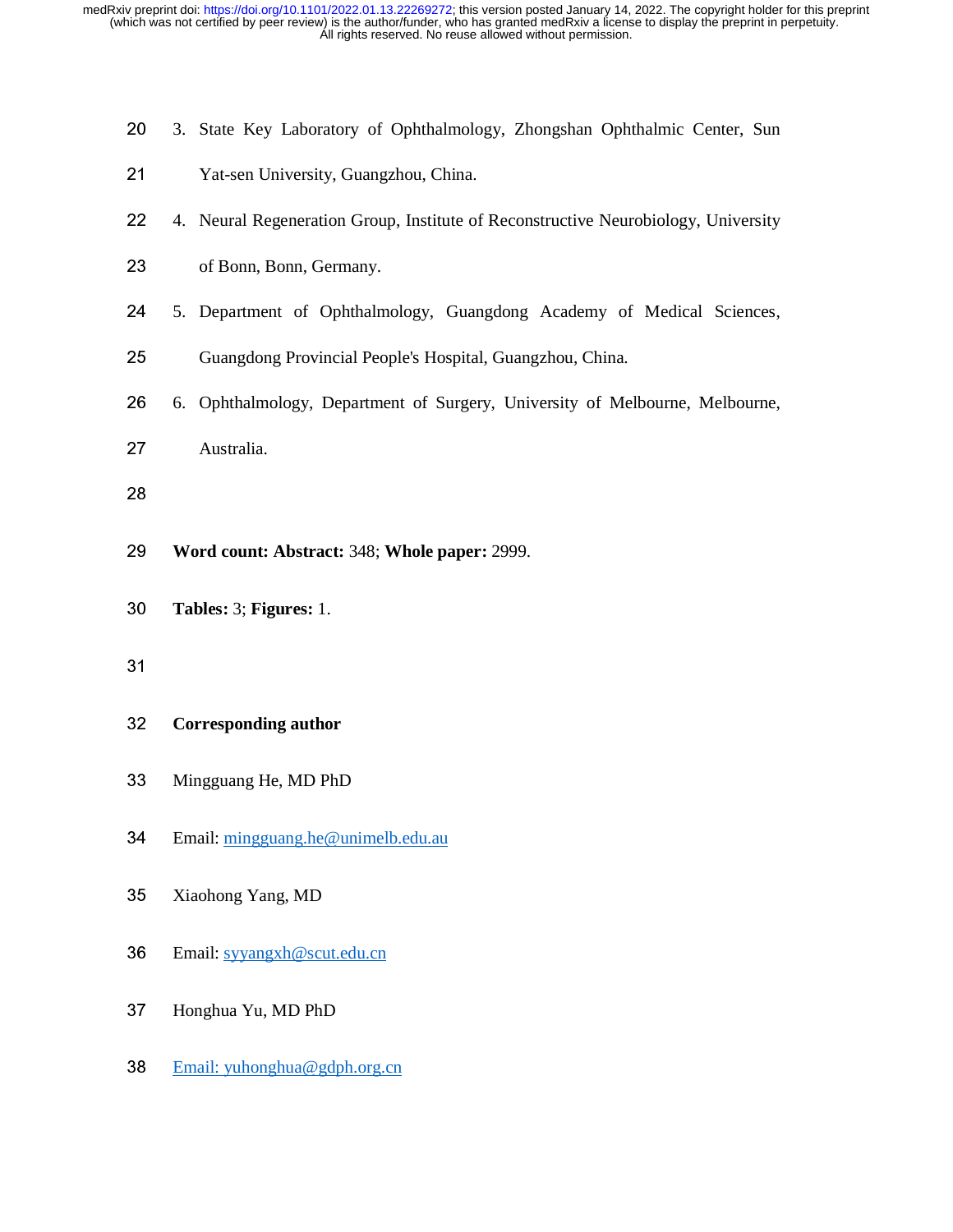3. State Key Laboratory of Ophthalmology, Zhongshan Ophthalmic Center, Sun Yat-sen University, Guangzhou, China.
4. Neural Regeneration Group, Institute of Reconstructive Neurobiology, University of Bonn, Bonn, Germany.
5. Department of Ophthalmology, Guangdong Academy of Medical Sciences, Guangdong Provincial People's Hospital, Guangzhou, China.
6. Ophthalmology, Department of Surgery, University of Melbourne, Melbourne, Australia.

**Word count: Abstract:** 348; **Whole paper:** 2999.

**Tables:** 3; **Figures:** 1.

**Corresponding author**

Mingguang He, MD PhD

Email: mingguang.he@unimelb.edu.au

Xiaohong Yang, MD

Email: syyangxh@scut.edu.cn

Honghua Yu, MD PhD

Email: yuhonghua@gdph.org.cn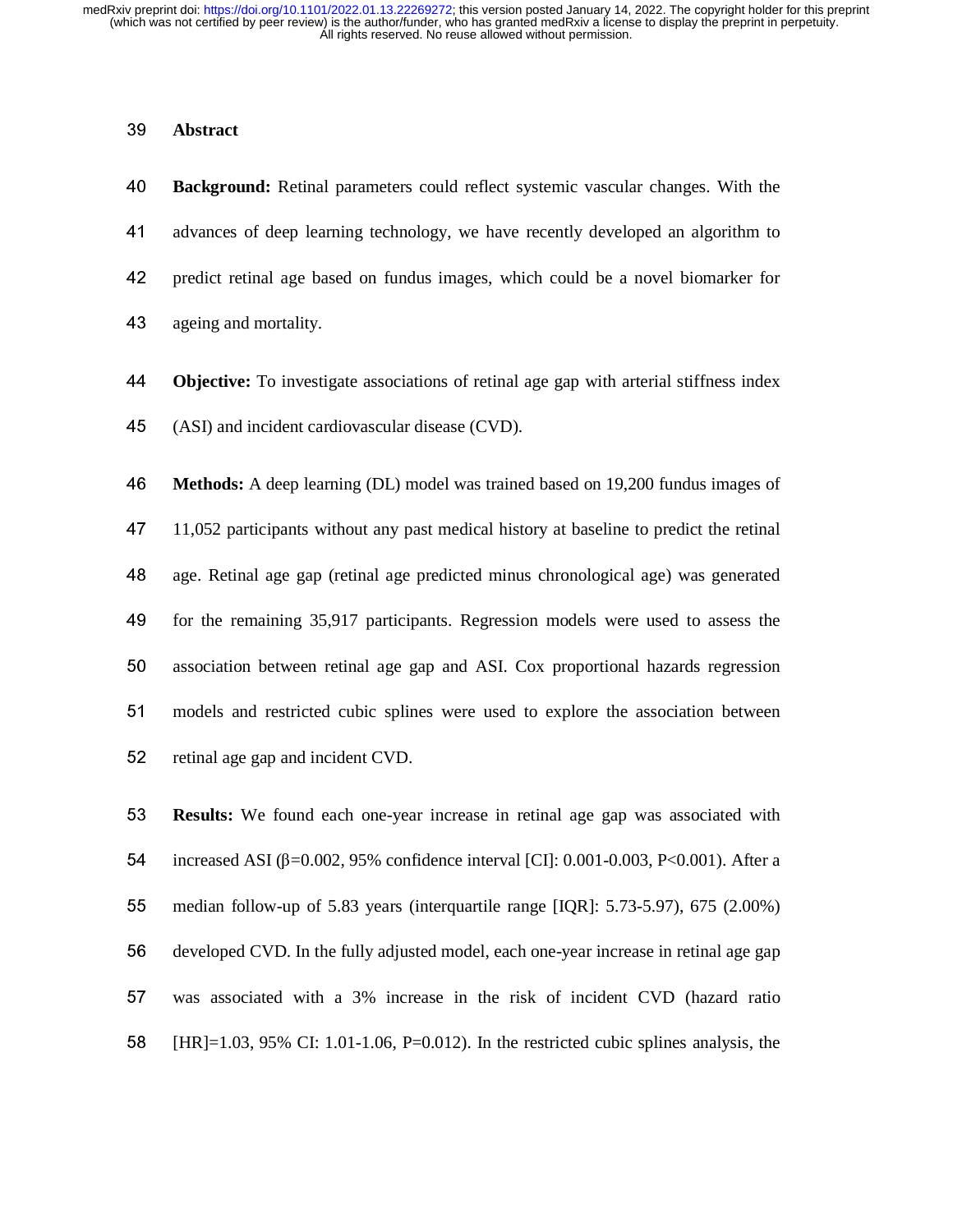## Abstract

**Background:** Retinal parameters could reflect systemic vascular changes. With the advances of deep learning technology, we have recently developed an algorithm to predict retinal age based on fundus images, which could be a novel biomarker for ageing and mortality.

**Objective:** To investigate associations of retinal age gap with arterial stiffness index (ASI) and incident cardiovascular disease (CVD).

**Methods:** A deep learning (DL) model was trained based on 19,200 fundus images of 11,052 participants without any past medical history at baseline to predict the retinal age. Retinal age gap (retinal age predicted minus chronological age) was generated for the remaining 35,917 participants. Regression models were used to assess the association between retinal age gap and ASI. Cox proportional hazards regression models and restricted cubic splines were used to explore the association between retinal age gap and incident CVD.

**Results:** We found each one-year increase in retinal age gap was associated with increased ASI ($\beta$=0.002, 95% confidence interval [CI]: 0.001-0.003, P<0.001). After a median follow-up of 5.83 years (interquartile range [IQR]: 5.73-5.97), 675 (2.00%) developed CVD. In the fully adjusted model, each one-year increase in retinal age gap was associated with a 3% increase in the risk of incident CVD (hazard ratio [HR]=1.03, 95% CI: 1.01-1.06, P=0.012). In the restricted cubic splines analysis, the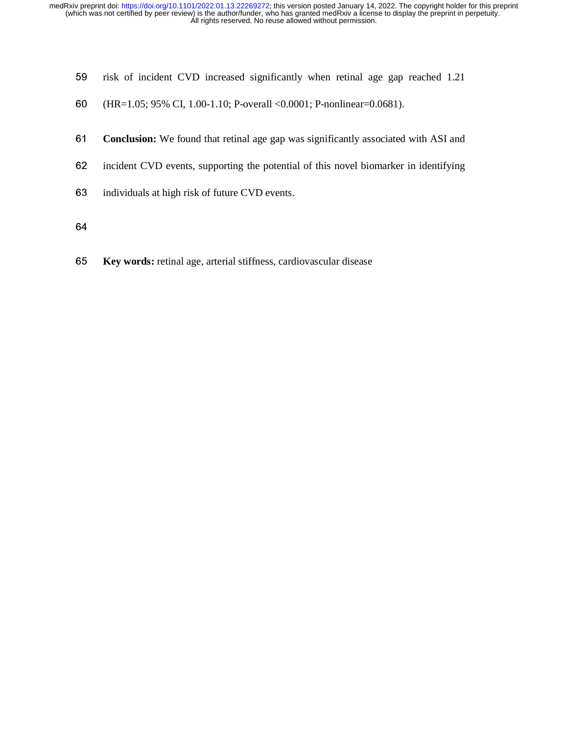risk of incident CVD increased significantly when retinal age gap reached 1.21 (HR=1.05; 95% CI, 1.00-1.10; P-overall <0.0001; P-nonlinear=0.0681).

**Conclusion:** We found that retinal age gap was significantly associated with ASI and incident CVD events, supporting the potential of this novel biomarker in identifying individuals at high risk of future CVD events.

**Key words:** retinal age, arterial stiffness, cardiovascular disease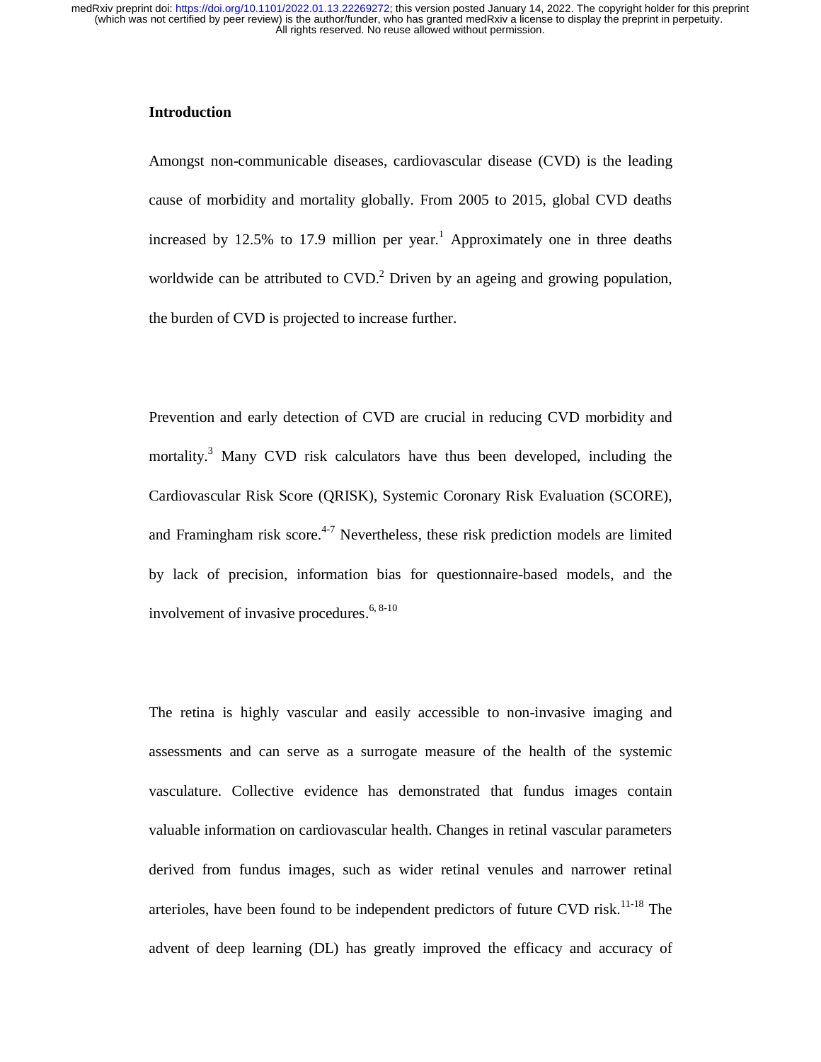## Introduction

Amongst non-communicable diseases, cardiovascular disease (CVD) is the leading cause of morbidity and mortality globally. From 2005 to 2015, global CVD deaths increased by 12.5% to 17.9 million per year.[1] Approximately one in three deaths worldwide can be attributed to CVD.[2] Driven by an ageing and growing population, the burden of CVD is projected to increase further.

Prevention and early detection of CVD are crucial in reducing CVD morbidity and mortality.[3] Many CVD risk calculators have thus been developed, including the Cardiovascular Risk Score (QRISK), Systemic Coronary Risk Evaluation (SCORE), and Framingham risk score.[4-7] Nevertheless, these risk prediction models are limited by lack of precision, information bias for questionnaire-based models, and the involvement of invasive procedures.[6, 8-10]

The retina is highly vascular and easily accessible to non-invasive imaging and assessments and can serve as a surrogate measure of the health of the systemic vasculature. Collective evidence has demonstrated that fundus images contain valuable information on cardiovascular health. Changes in retinal vascular parameters derived from fundus images, such as wider retinal venules and narrower retinal arterioles, have been found to be independent predictors of future CVD risk.[11-18] The advent of deep learning (DL) has greatly improved the efficacy and accuracy of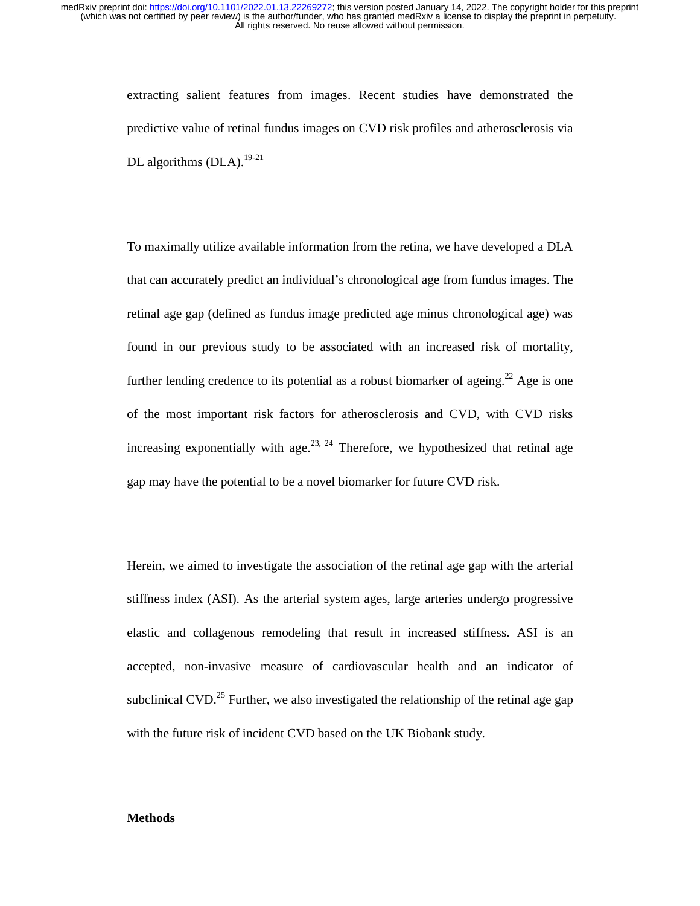extracting salient features from images. Recent studies have demonstrated the predictive value of retinal fundus images on CVD risk profiles and atherosclerosis via DL algorithms (DLA).[19-21]

To maximally utilize available information from the retina, we have developed a DLA that can accurately predict an individual's chronological age from fundus images. The retinal age gap (defined as fundus image predicted age minus chronological age) was found in our previous study to be associated with an increased risk of mortality, further lending credence to its potential as a robust biomarker of ageing.[22] Age is one of the most important risk factors for atherosclerosis and CVD, with CVD risks increasing exponentially with age.[23, 24] Therefore, we hypothesized that retinal age gap may have the potential to be a novel biomarker for future CVD risk.

Herein, we aimed to investigate the association of the retinal age gap with the arterial stiffness index (ASI). As the arterial system ages, large arteries undergo progressive elastic and collagenous remodeling that result in increased stiffness. ASI is an accepted, non-invasive measure of cardiovascular health and an indicator of subclinical CVD.[25] Further, we also investigated the relationship of the retinal age gap with the future risk of incident CVD based on the UK Biobank study.

## Methods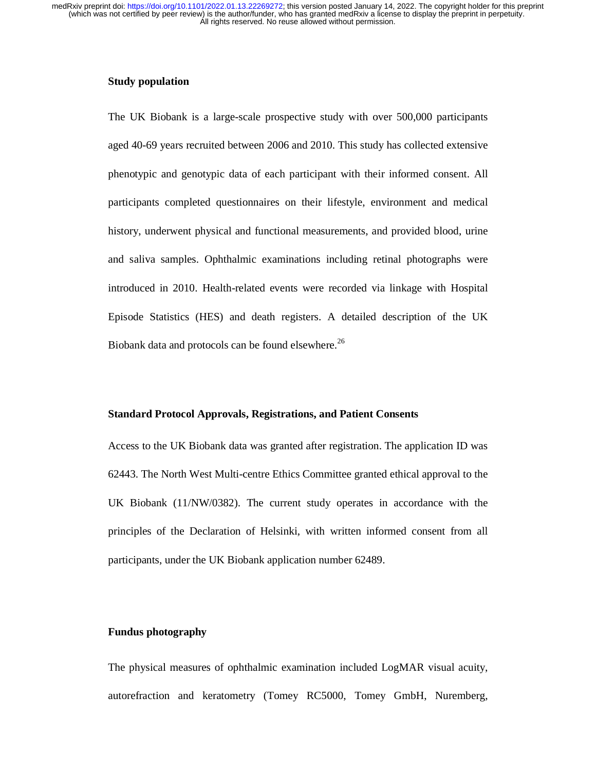## Study population

The UK Biobank is a large-scale prospective study with over 500,000 participants aged 40-69 years recruited between 2006 and 2010. This study has collected extensive phenotypic and genotypic data of each participant with their informed consent. All participants completed questionnaires on their lifestyle, environment and medical history, underwent physical and functional measurements, and provided blood, urine and saliva samples. Ophthalmic examinations including retinal photographs were introduced in 2010. Health-related events were recorded via linkage with Hospital Episode Statistics (HES) and death registers. A detailed description of the UK Biobank data and protocols can be found elsewhere.[26]

## Standard Protocol Approvals, Registrations, and Patient Consents

Access to the UK Biobank data was granted after registration. The application ID was 62443. The North West Multi-centre Ethics Committee granted ethical approval to the UK Biobank (11/NW/0382). The current study operates in accordance with the principles of the Declaration of Helsinki, with written informed consent from all participants, under the UK Biobank application number 62489.

## Fundus photography

The physical measures of ophthalmic examination included LogMAR visual acuity, autorefraction and keratometry (Tomey RC5000, Tomey GmbH, Nuremberg,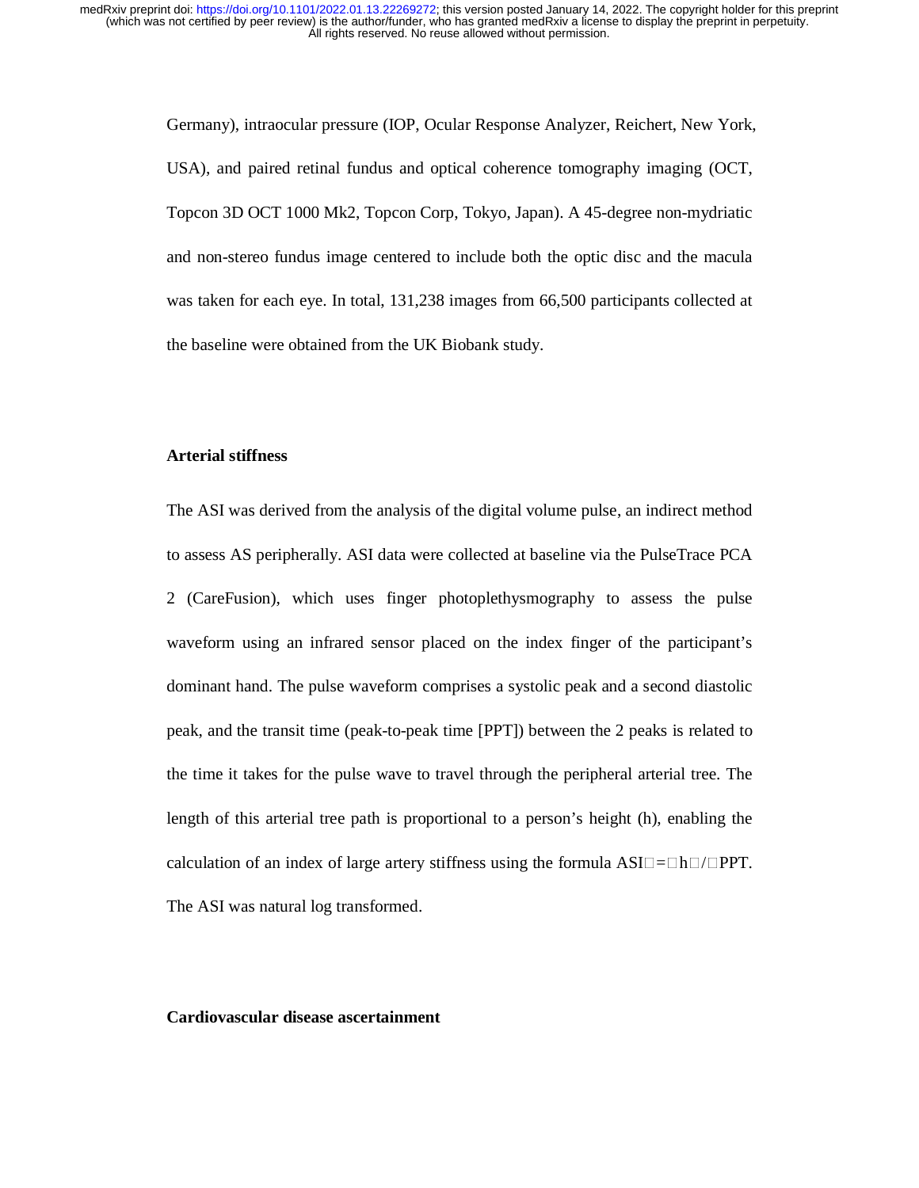Germany), intraocular pressure (IOP, Ocular Response Analyzer, Reichert, New York, USA), and paired retinal fundus and optical coherence tomography imaging (OCT, Topcon 3D OCT 1000 Mk2, Topcon Corp, Tokyo, Japan). A 45-degree non-mydriatic and non-stereo fundus image centered to include both the optic disc and the macula was taken for each eye. In total, 131,238 images from 66,500 participants collected at the baseline were obtained from the UK Biobank study.

## Arterial stiffness

The ASI was derived from the analysis of the digital volume pulse, an indirect method to assess AS peripherally. ASI data were collected at baseline via the PulseTrace PCA 2 (CareFusion), which uses finger photoplethysmography to assess the pulse waveform using an infrared sensor placed on the index finger of the participant's dominant hand. The pulse waveform comprises a systolic peak and a second diastolic peak, and the transit time (peak-to-peak time [PPT]) between the 2 peaks is related to the time it takes for the pulse wave to travel through the peripheral arterial tree. The length of this arterial tree path is proportional to a person's height (h), enabling the calculation of an index of large artery stiffness using the formula $ASI = h / PPT$. The ASI was natural log transformed.

## Cardiovascular disease ascertainment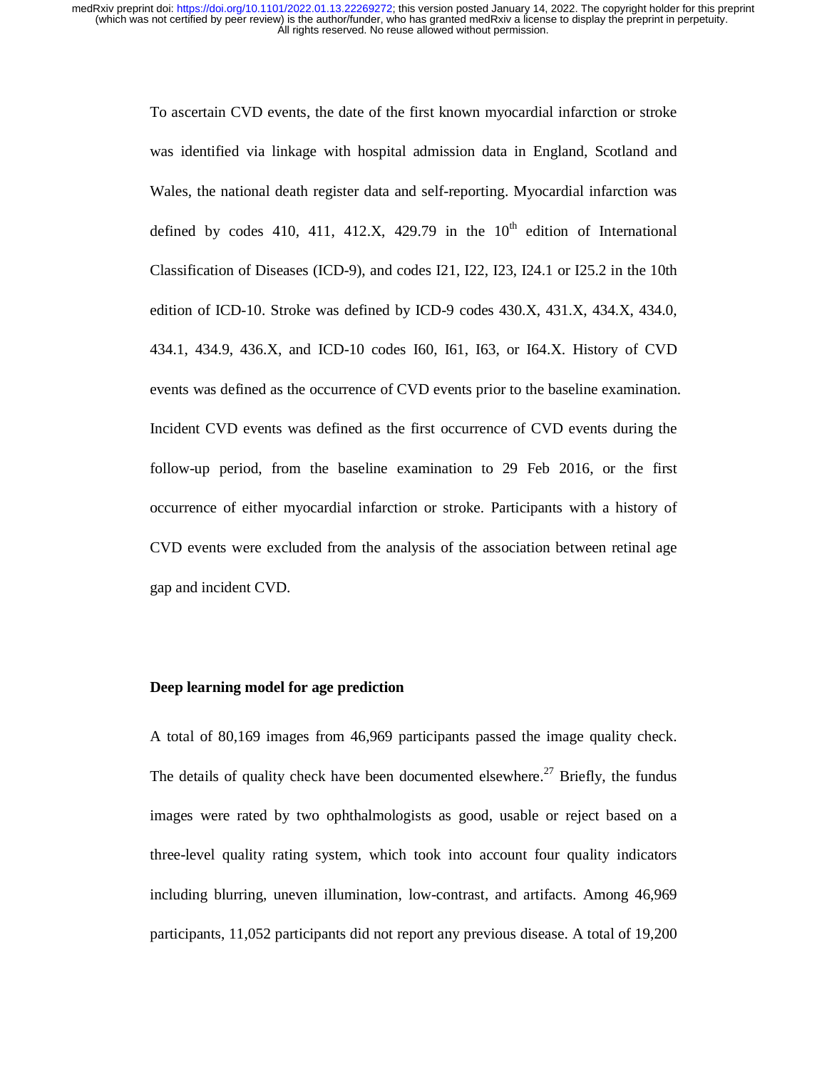To ascertain CVD events, the date of the first known myocardial infarction or stroke was identified via linkage with hospital admission data in England, Scotland and Wales, the national death register data and self-reporting. Myocardial infarction was defined by codes 410, 411, 412.X, 429.79 in the 10th edition of International Classification of Diseases (ICD-9), and codes I21, I22, I23, I24.1 or I25.2 in the 10th edition of ICD-10. Stroke was defined by ICD-9 codes 430.X, 431.X, 434.X, 434.0, 434.1, 434.9, 436.X, and ICD-10 codes I60, I61, I63, or I64.X. History of CVD events was defined as the occurrence of CVD events prior to the baseline examination. Incident CVD events was defined as the first occurrence of CVD events during the follow-up period, from the baseline examination to 29 Feb 2016, or the first occurrence of either myocardial infarction or stroke. Participants with a history of CVD events were excluded from the analysis of the association between retinal age gap and incident CVD.

**Deep learning model for age prediction**

A total of 80,169 images from 46,969 participants passed the image quality check. The details of quality check have been documented elsewhere.[27] Briefly, the fundus images were rated by two ophthalmologists as good, usable or reject based on a three-level quality rating system, which took into account four quality indicators including blurring, uneven illumination, low-contrast, and artifacts. Among 46,969 participants, 11,052 participants did not report any previous disease. A total of 19,200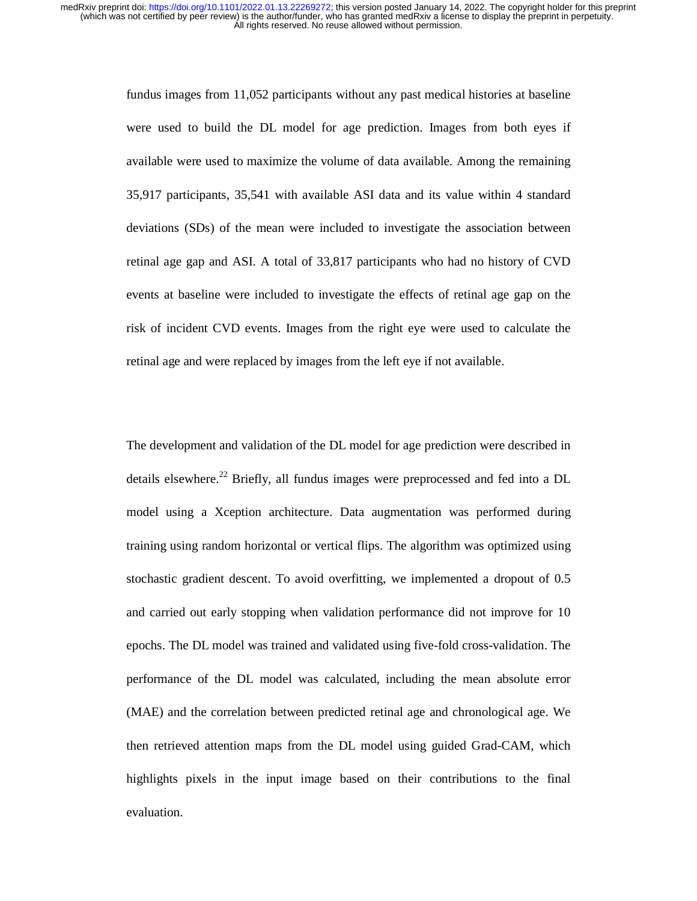fundus images from 11,052 participants without any past medical histories at baseline were used to build the DL model for age prediction. Images from both eyes if available were used to maximize the volume of data available. Among the remaining 35,917 participants, 35,541 with available ASI data and its value within 4 standard deviations (SDs) of the mean were included to investigate the association between retinal age gap and ASI. A total of 33,817 participants who had no history of CVD events at baseline were included to investigate the effects of retinal age gap on the risk of incident CVD events. Images from the right eye were used to calculate the retinal age and were replaced by images from the left eye if not available.

The development and validation of the DL model for age prediction were described in details elsewhere.[22] Briefly, all fundus images were preprocessed and fed into a DL model using a Xception architecture. Data augmentation was performed during training using random horizontal or vertical flips. The algorithm was optimized using stochastic gradient descent. To avoid overfitting, we implemented a dropout of 0.5 and carried out early stopping when validation performance did not improve for 10 epochs. The DL model was trained and validated using five-fold cross-validation. The performance of the DL model was calculated, including the mean absolute error (MAE) and the correlation between predicted retinal age and chronological age. We then retrieved attention maps from the DL model using guided Grad-CAM, which highlights pixels in the input image based on their contributions to the final evaluation.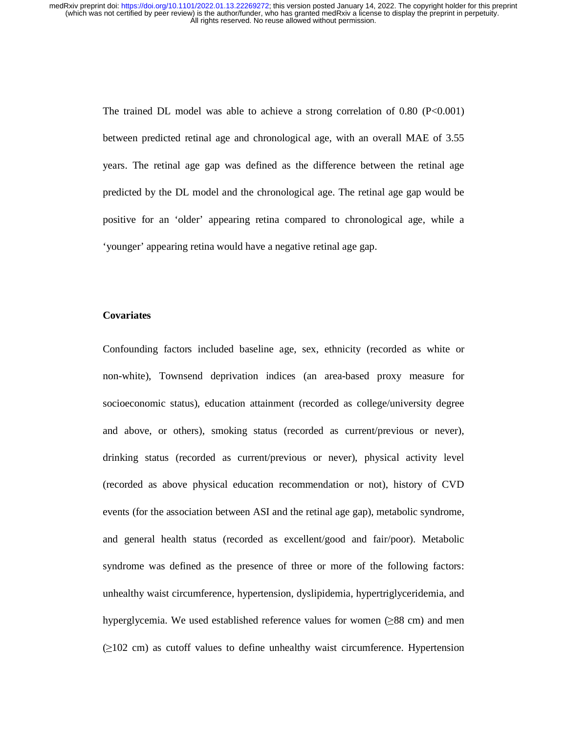The trained DL model was able to achieve a strong correlation of 0.80 (P<0.001) between predicted retinal age and chronological age, with an overall MAE of 3.55 years. The retinal age gap was defined as the difference between the retinal age predicted by the DL model and the chronological age. The retinal age gap would be positive for an 'older' appearing retina compared to chronological age, while a 'younger' appearing retina would have a negative retinal age gap.

**Covariates**

Confounding factors included baseline age, sex, ethnicity (recorded as white or non-white), Townsend deprivation indices (an area-based proxy measure for socioeconomic status), education attainment (recorded as college/university degree and above, or others), smoking status (recorded as current/previous or never), drinking status (recorded as current/previous or never), physical activity level (recorded as above physical education recommendation or not), history of CVD events (for the association between ASI and the retinal age gap), metabolic syndrome, and general health status (recorded as excellent/good and fair/poor). Metabolic syndrome was defined as the presence of three or more of the following factors: unhealthy waist circumference, hypertension, dyslipidemia, hypertriglyceridemia, and hyperglycemia. We used established reference values for women (≥88 cm) and men (≥102 cm) as cutoff values to define unhealthy waist circumference. Hypertension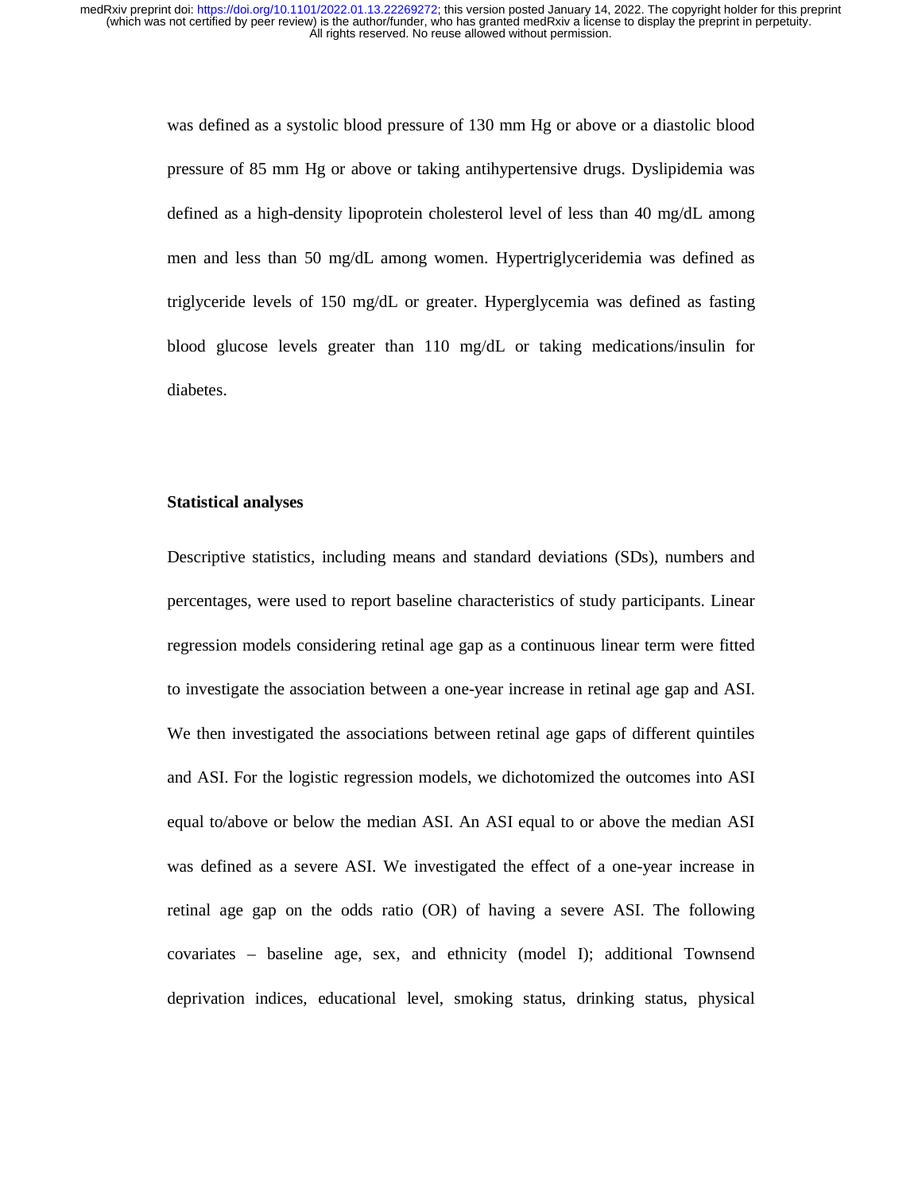was defined as a systolic blood pressure of 130 mm Hg or above or a diastolic blood pressure of 85 mm Hg or above or taking antihypertensive drugs. Dyslipidemia was defined as a high-density lipoprotein cholesterol level of less than 40 mg/dL among men and less than 50 mg/dL among women. Hypertriglyceridemia was defined as triglyceride levels of 150 mg/dL or greater. Hyperglycemia was defined as fasting blood glucose levels greater than 110 mg/dL or taking medications/insulin for diabetes.

**Statistical analyses**

Descriptive statistics, including means and standard deviations (SDs), numbers and percentages, were used to report baseline characteristics of study participants. Linear regression models considering retinal age gap as a continuous linear term were fitted to investigate the association between a one-year increase in retinal age gap and ASI. We then investigated the associations between retinal age gaps of different quintiles and ASI. For the logistic regression models, we dichotomized the outcomes into ASI equal to/above or below the median ASI. An ASI equal to or above the median ASI was defined as a severe ASI. We investigated the effect of a one-year increase in retinal age gap on the odds ratio (OR) of having a severe ASI. The following covariates – baseline age, sex, and ethnicity (model I); additional Townsend deprivation indices, educational level, smoking status, drinking status, physical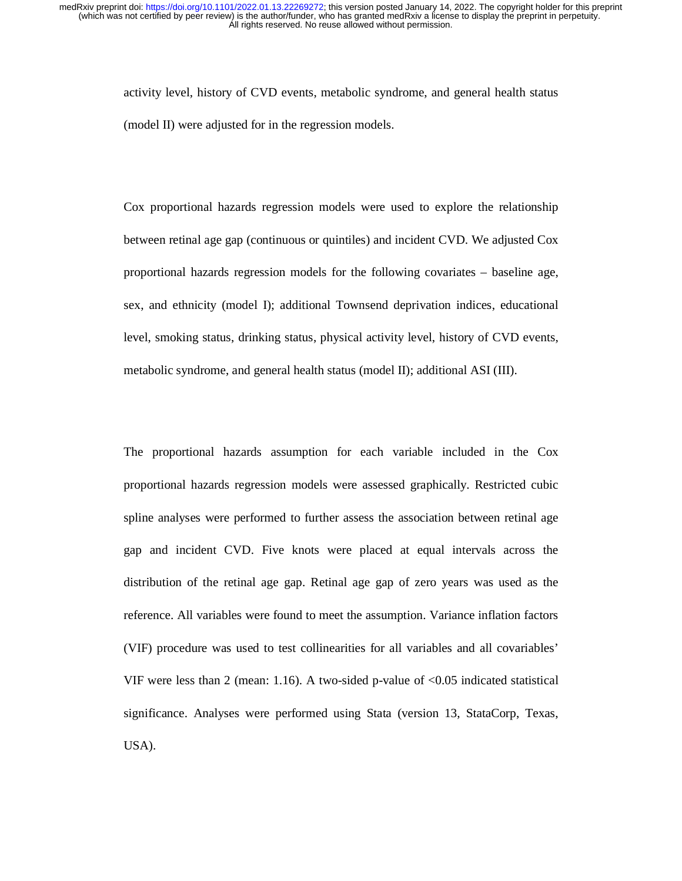activity level, history of CVD events, metabolic syndrome, and general health status (model II) were adjusted for in the regression models.

Cox proportional hazards regression models were used to explore the relationship between retinal age gap (continuous or quintiles) and incident CVD. We adjusted Cox proportional hazards regression models for the following covariates – baseline age, sex, and ethnicity (model I); additional Townsend deprivation indices, educational level, smoking status, drinking status, physical activity level, history of CVD events, metabolic syndrome, and general health status (model II); additional ASI (III).

The proportional hazards assumption for each variable included in the Cox proportional hazards regression models were assessed graphically. Restricted cubic spline analyses were performed to further assess the association between retinal age gap and incident CVD. Five knots were placed at equal intervals across the distribution of the retinal age gap. Retinal age gap of zero years was used as the reference. All variables were found to meet the assumption. Variance inflation factors (VIF) procedure was used to test collinearities for all variables and all covariables' VIF were less than 2 (mean: 1.16). A two-sided p-value of <0.05 indicated statistical significance. Analyses were performed using Stata (version 13, StataCorp, Texas, USA).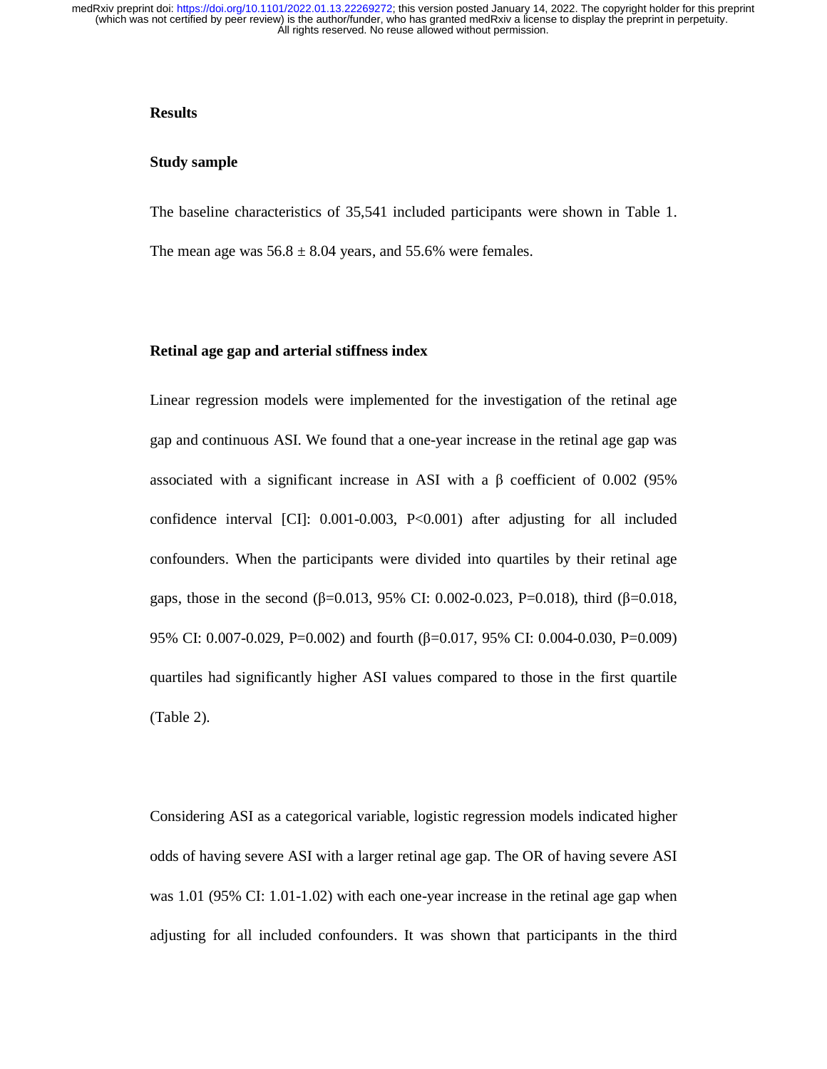## Results

### Study sample

The baseline characteristics of 35,541 included participants were shown in Table 1. The mean age was 56.8 ± 8.04 years, and 55.6% were females.

### Retinal age gap and arterial stiffness index

Linear regression models were implemented for the investigation of the retinal age gap and continuous ASI. We found that a one-year increase in the retinal age gap was associated with a significant increase in ASI with a β coefficient of 0.002 (95% confidence interval [CI]: 0.001-0.003, P<0.001) after adjusting for all included confounders. When the participants were divided into quartiles by their retinal age gaps, those in the second (β=0.013, 95% CI: 0.002-0.023, P=0.018), third (β=0.018, 95% CI: 0.007-0.029, P=0.002) and fourth (β=0.017, 95% CI: 0.004-0.030, P=0.009) quartiles had significantly higher ASI values compared to those in the first quartile (Table 2).

Considering ASI as a categorical variable, logistic regression models indicated higher odds of having severe ASI with a larger retinal age gap. The OR of having severe ASI was 1.01 (95% CI: 1.01-1.02) with each one-year increase in the retinal age gap when adjusting for all included confounders. It was shown that participants in the third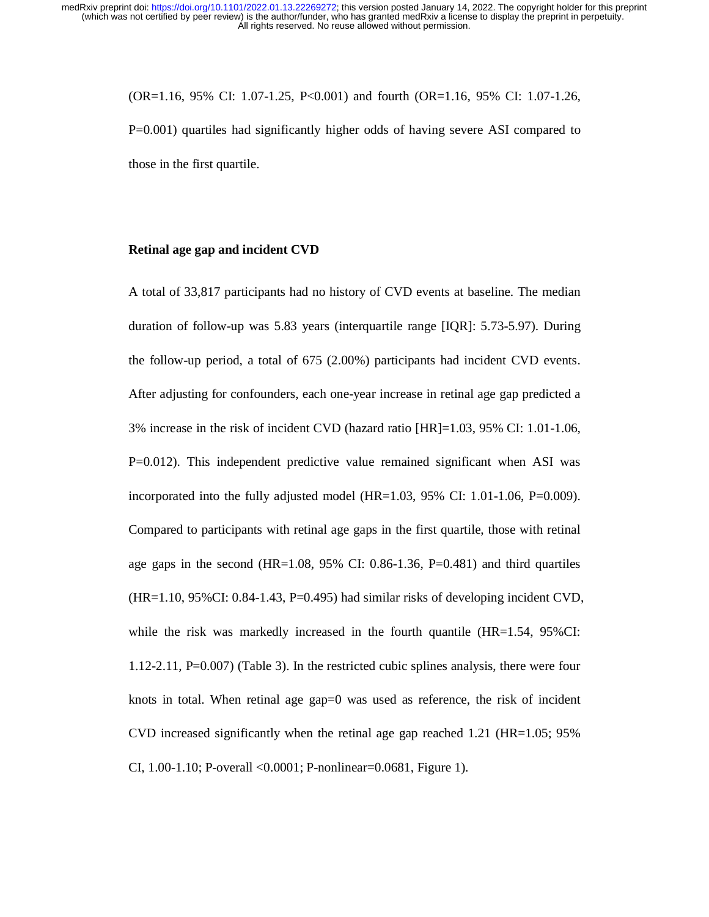(OR=1.16, 95% CI: 1.07-1.25, P<0.001) and fourth (OR=1.16, 95% CI: 1.07-1.26, P=0.001) quartiles had significantly higher odds of having severe ASI compared to those in the first quartile.

**Retinal age gap and incident CVD**

A total of 33,817 participants had no history of CVD events at baseline. The median duration of follow-up was 5.83 years (interquartile range [IQR]: 5.73-5.97). During the follow-up period, a total of 675 (2.00%) participants had incident CVD events. After adjusting for confounders, each one-year increase in retinal age gap predicted a 3% increase in the risk of incident CVD (hazard ratio [HR]=1.03, 95% CI: 1.01-1.06, P=0.012). This independent predictive value remained significant when ASI was incorporated into the fully adjusted model (HR=1.03, 95% CI: 1.01-1.06, P=0.009). Compared to participants with retinal age gaps in the first quartile, those with retinal age gaps in the second (HR=1.08, 95% CI: 0.86-1.36, P=0.481) and third quartiles (HR=1.10, 95%CI: 0.84-1.43, P=0.495) had similar risks of developing incident CVD, while the risk was markedly increased in the fourth quantile (HR=1.54, 95%CI: 1.12-2.11, P=0.007) (Table 3). In the restricted cubic splines analysis, there were four knots in total. When retinal age gap=0 was used as reference, the risk of incident CVD increased significantly when the retinal age gap reached 1.21 (HR=1.05; 95% CI, 1.00-1.10; P-overall <0.0001; P-nonlinear=0.0681, Figure 1).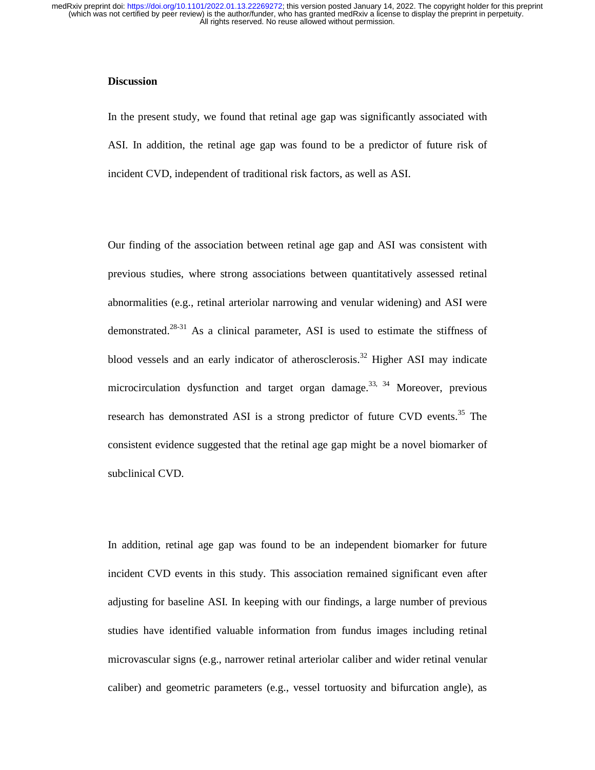## Discussion

In the present study, we found that retinal age gap was significantly associated with ASI. In addition, the retinal age gap was found to be a predictor of future risk of incident CVD, independent of traditional risk factors, as well as ASI.

Our finding of the association between retinal age gap and ASI was consistent with previous studies, where strong associations between quantitatively assessed retinal abnormalities (e.g., retinal arteriolar narrowing and venular widening) and ASI were demonstrated.[28-31] As a clinical parameter, ASI is used to estimate the stiffness of blood vessels and an early indicator of atherosclerosis.[32] Higher ASI may indicate microcirculation dysfunction and target organ damage.[33, 34] Moreover, previous research has demonstrated ASI is a strong predictor of future CVD events.[35] The consistent evidence suggested that the retinal age gap might be a novel biomarker of subclinical CVD.

In addition, retinal age gap was found to be an independent biomarker for future incident CVD events in this study. This association remained significant even after adjusting for baseline ASI. In keeping with our findings, a large number of previous studies have identified valuable information from fundus images including retinal microvascular signs (e.g., narrower retinal arteriolar caliber and wider retinal venular caliber) and geometric parameters (e.g., vessel tortuosity and bifurcation angle), as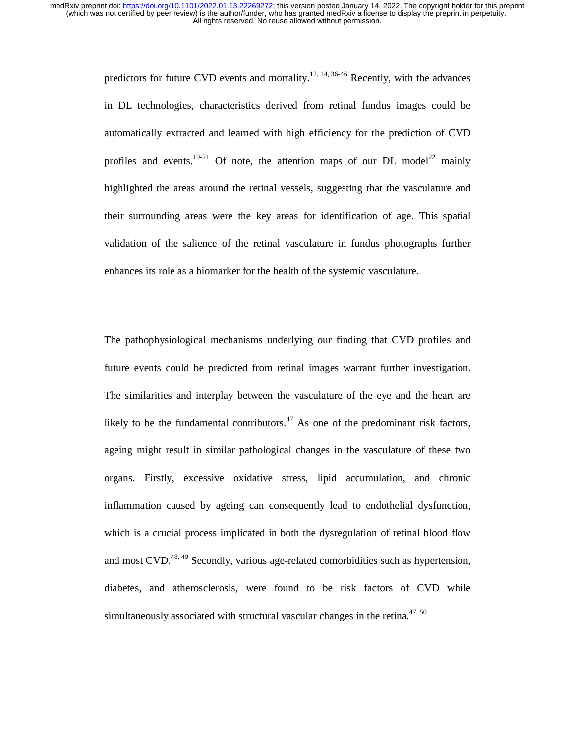predictors for future CVD events and mortality.[12, 14, 36-46] Recently, with the advances in DL technologies, characteristics derived from retinal fundus images could be automatically extracted and learned with high efficiency for the prediction of CVD profiles and events.[19-21] Of note, the attention maps of our DL model[22] mainly highlighted the areas around the retinal vessels, suggesting that the vasculature and their surrounding areas were the key areas for identification of age. This spatial validation of the salience of the retinal vasculature in fundus photographs further enhances its role as a biomarker for the health of the systemic vasculature.

The pathophysiological mechanisms underlying our finding that CVD profiles and future events could be predicted from retinal images warrant further investigation. The similarities and interplay between the vasculature of the eye and the heart are likely to be the fundamental contributors.[47] As one of the predominant risk factors, ageing might result in similar pathological changes in the vasculature of these two organs. Firstly, excessive oxidative stress, lipid accumulation, and chronic inflammation caused by ageing can consequently lead to endothelial dysfunction, which is a crucial process implicated in both the dysregulation of retinal blood flow and most CVD.[48, 49] Secondly, various age-related comorbidities such as hypertension, diabetes, and atherosclerosis, were found to be risk factors of CVD while simultaneously associated with structural vascular changes in the retina.[47, 50]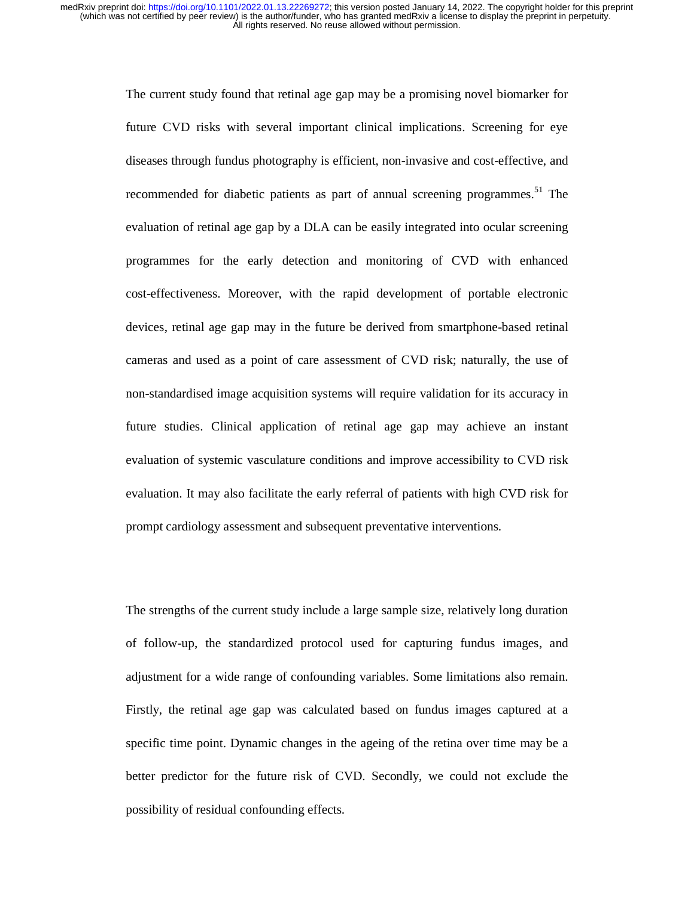The current study found that retinal age gap may be a promising novel biomarker for future CVD risks with several important clinical implications. Screening for eye diseases through fundus photography is efficient, non-invasive and cost-effective, and recommended for diabetic patients as part of annual screening programmes.[51] The evaluation of retinal age gap by a DLA can be easily integrated into ocular screening programmes for the early detection and monitoring of CVD with enhanced cost-effectiveness. Moreover, with the rapid development of portable electronic devices, retinal age gap may in the future be derived from smartphone-based retinal cameras and used as a point of care assessment of CVD risk; naturally, the use of non-standardised image acquisition systems will require validation for its accuracy in future studies. Clinical application of retinal age gap may achieve an instant evaluation of systemic vasculature conditions and improve accessibility to CVD risk evaluation. It may also facilitate the early referral of patients with high CVD risk for prompt cardiology assessment and subsequent preventative interventions.

The strengths of the current study include a large sample size, relatively long duration of follow-up, the standardized protocol used for capturing fundus images, and adjustment for a wide range of confounding variables. Some limitations also remain. Firstly, the retinal age gap was calculated based on fundus images captured at a specific time point. Dynamic changes in the ageing of the retina over time may be a better predictor for the future risk of CVD. Secondly, we could not exclude the possibility of residual confounding effects.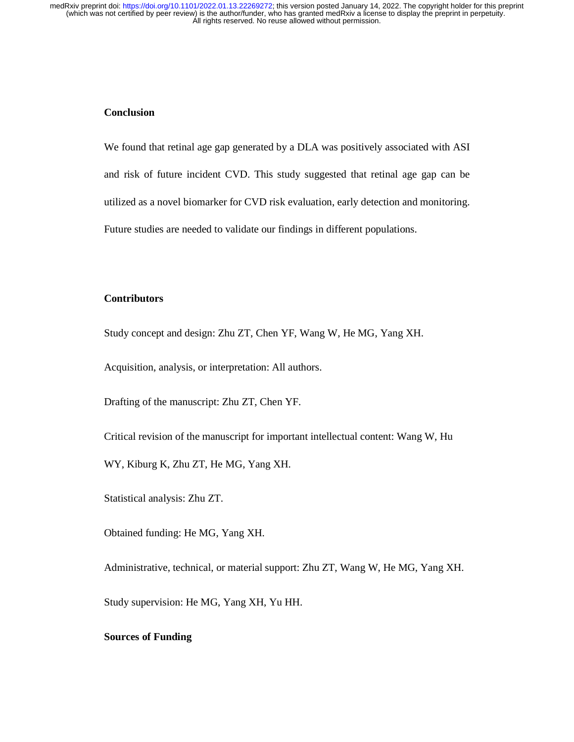## Conclusion

We found that retinal age gap generated by a DLA was positively associated with ASI and risk of future incident CVD. This study suggested that retinal age gap can be utilized as a novel biomarker for CVD risk evaluation, early detection and monitoring. Future studies are needed to validate our findings in different populations.

## Contributors

Study concept and design: Zhu ZT, Chen YF, Wang W, He MG, Yang XH.

Acquisition, analysis, or interpretation: All authors.

Drafting of the manuscript: Zhu ZT, Chen YF.

Critical revision of the manuscript for important intellectual content: Wang W, Hu WY, Kiburg K, Zhu ZT, He MG, Yang XH.

Statistical analysis: Zhu ZT.

Obtained funding: He MG, Yang XH.

Administrative, technical, or material support: Zhu ZT, Wang W, He MG, Yang XH.

Study supervision: He MG, Yang XH, Yu HH.

## Sources of Funding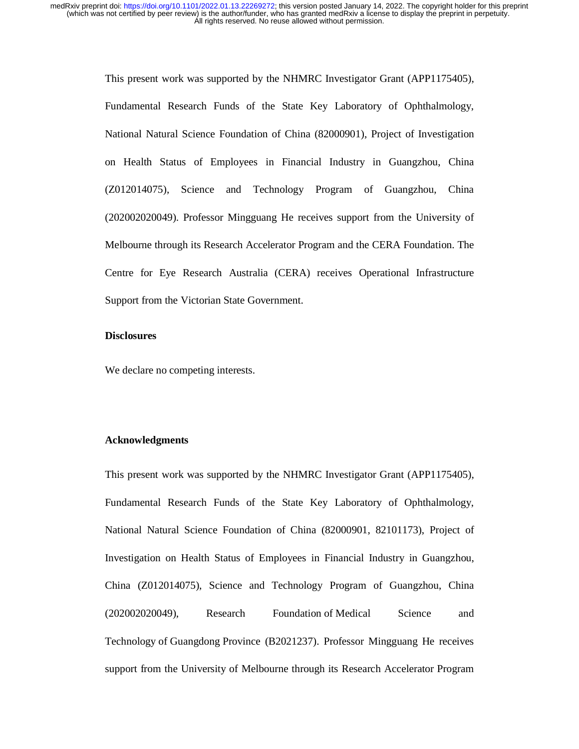This present work was supported by the NHMRC Investigator Grant (APP1175405), Fundamental Research Funds of the State Key Laboratory of Ophthalmology, National Natural Science Foundation of China (82000901), Project of Investigation on Health Status of Employees in Financial Industry in Guangzhou, China (Z012014075), Science and Technology Program of Guangzhou, China (202002020049). Professor Mingguang He receives support from the University of Melbourne through its Research Accelerator Program and the CERA Foundation. The Centre for Eye Research Australia (CERA) receives Operational Infrastructure Support from the Victorian State Government.

**Disclosures**

We declare no competing interests.

**Acknowledgments**

This present work was supported by the NHMRC Investigator Grant (APP1175405), Fundamental Research Funds of the State Key Laboratory of Ophthalmology, National Natural Science Foundation of China (82000901, 82101173), Project of Investigation on Health Status of Employees in Financial Industry in Guangzhou, China (Z012014075), Science and Technology Program of Guangzhou, China (202002020049), Research Foundation of Medical Science and Technology of Guangdong Province (B2021237). Professor Mingguang He receives support from the University of Melbourne through its Research Accelerator Program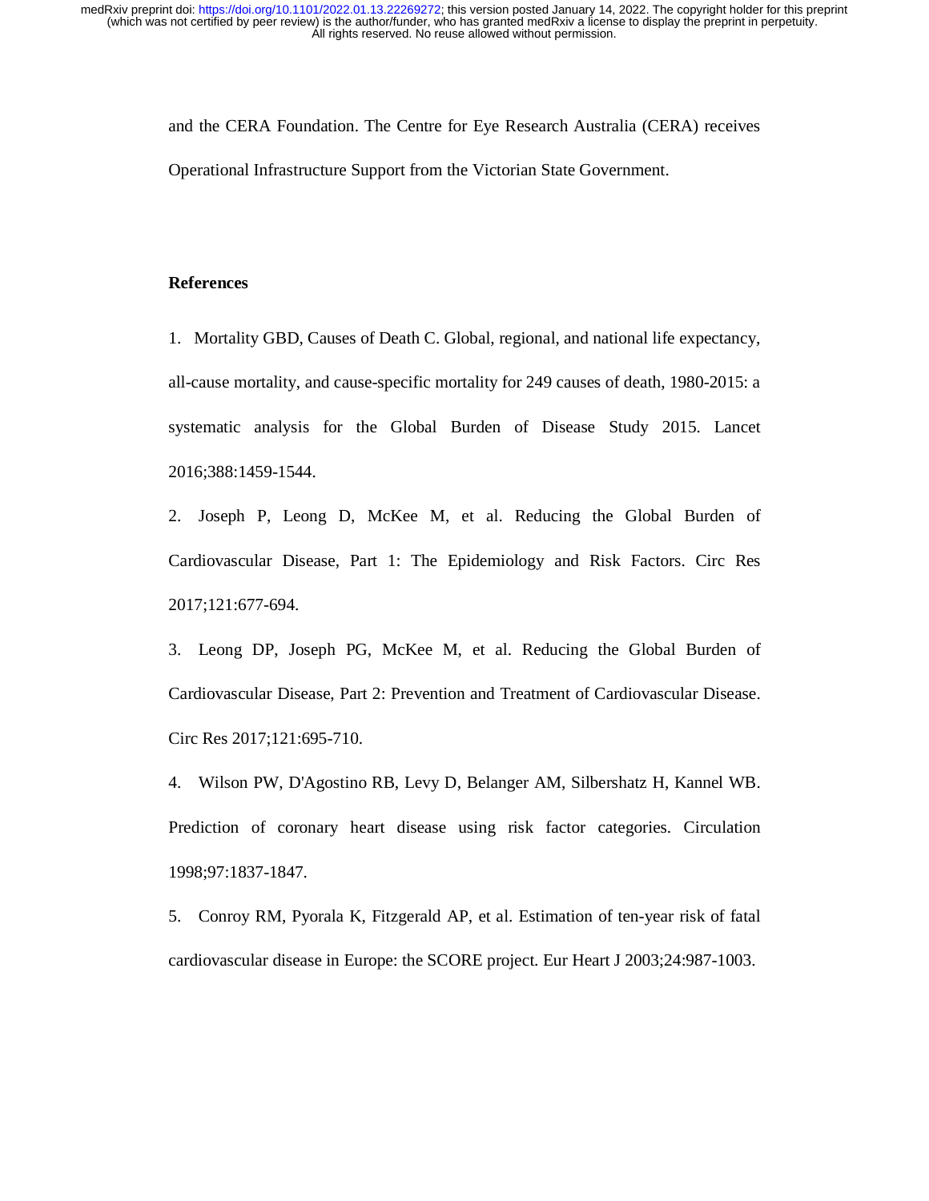and the CERA Foundation. The Centre for Eye Research Australia (CERA) receives Operational Infrastructure Support from the Victorian State Government.

## References

1. Mortality GBD, Causes of Death C. Global, regional, and national life expectancy, all-cause mortality, and cause-specific mortality for 249 causes of death, 1980-2015: a systematic analysis for the Global Burden of Disease Study 2015. Lancet 2016;388:1459-1544.

2. Joseph P, Leong D, McKee M, et al. Reducing the Global Burden of Cardiovascular Disease, Part 1: The Epidemiology and Risk Factors. Circ Res 2017;121:677-694.

3. Leong DP, Joseph PG, McKee M, et al. Reducing the Global Burden of Cardiovascular Disease, Part 2: Prevention and Treatment of Cardiovascular Disease. Circ Res 2017;121:695-710.

4. Wilson PW, D'Agostino RB, Levy D, Belanger AM, Silbershatz H, Kannel WB. Prediction of coronary heart disease using risk factor categories. Circulation 1998;97:1837-1847.

5. Conroy RM, Pyorala K, Fitzgerald AP, et al. Estimation of ten-year risk of fatal cardiovascular disease in Europe: the SCORE project. Eur Heart J 2003;24:987-1003.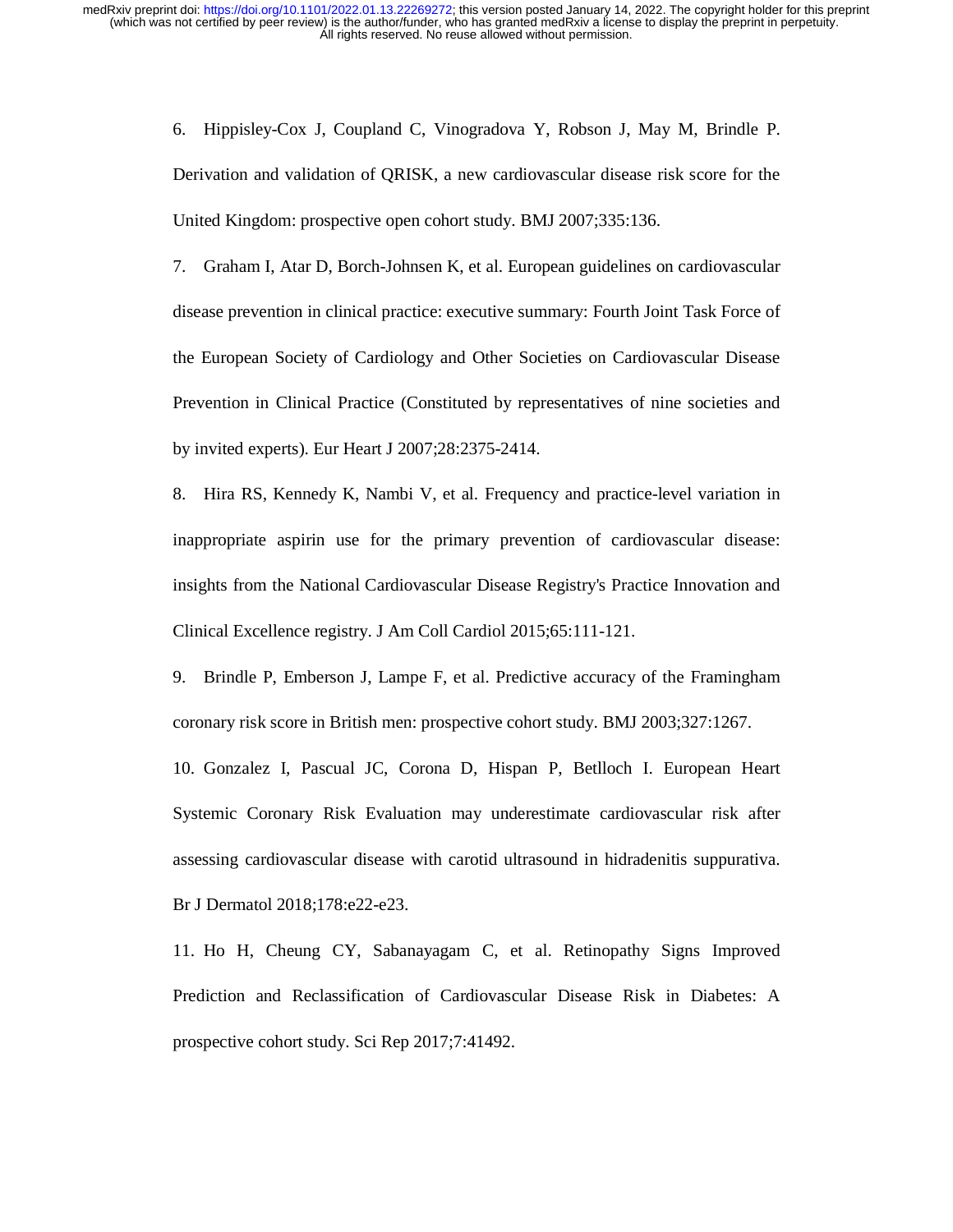6. Hippisley-Cox J, Coupland C, Vinogradova Y, Robson J, May M, Brindle P. Derivation and validation of QRISK, a new cardiovascular disease risk score for the United Kingdom: prospective open cohort study. BMJ 2007;335:136.

7. Graham I, Atar D, Borch-Johnsen K, et al. European guidelines on cardiovascular disease prevention in clinical practice: executive summary: Fourth Joint Task Force of the European Society of Cardiology and Other Societies on Cardiovascular Disease Prevention in Clinical Practice (Constituted by representatives of nine societies and by invited experts). Eur Heart J 2007;28:2375-2414.

8. Hira RS, Kennedy K, Nambi V, et al. Frequency and practice-level variation in inappropriate aspirin use for the primary prevention of cardiovascular disease: insights from the National Cardiovascular Disease Registry's Practice Innovation and Clinical Excellence registry. J Am Coll Cardiol 2015;65:111-121.

9. Brindle P, Emberson J, Lampe F, et al. Predictive accuracy of the Framingham coronary risk score in British men: prospective cohort study. BMJ 2003;327:1267.

10. Gonzalez I, Pascual JC, Corona D, Hispan P, Betlloch I. European Heart Systemic Coronary Risk Evaluation may underestimate cardiovascular risk after assessing cardiovascular disease with carotid ultrasound in hidradenitis suppurativa. Br J Dermatol 2018;178:e22-e23.

11. Ho H, Cheung CY, Sabanayagam C, et al. Retinopathy Signs Improved Prediction and Reclassification of Cardiovascular Disease Risk in Diabetes: A prospective cohort study. Sci Rep 2017;7:41492.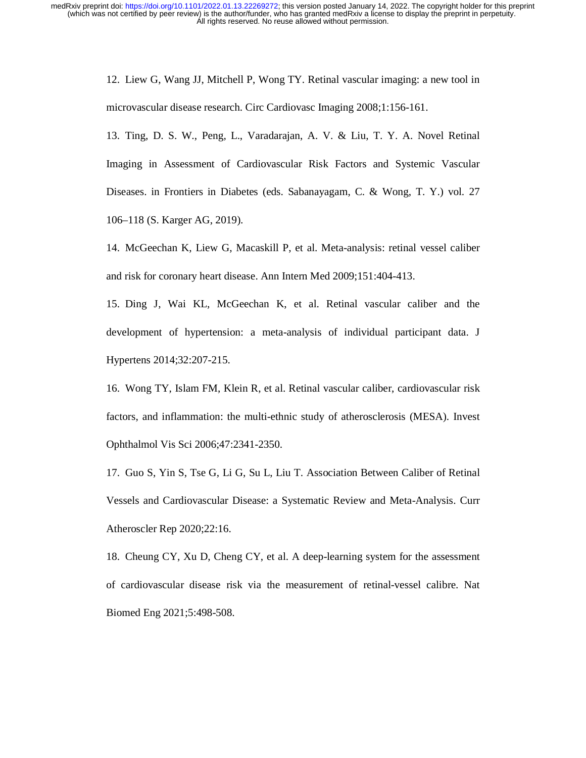12. Liew G, Wang JJ, Mitchell P, Wong TY. Retinal vascular imaging: a new tool in microvascular disease research. Circ Cardiovasc Imaging 2008;1:156-161.

13. Ting, D. S. W., Peng, L., Varadarajan, A. V. & Liu, T. Y. A. Novel Retinal Imaging in Assessment of Cardiovascular Risk Factors and Systemic Vascular Diseases. in Frontiers in Diabetes (eds. Sabanayagam, C. & Wong, T. Y.) vol. 27 106–118 (S. Karger AG, 2019).

14. McGeechan K, Liew G, Macaskill P, et al. Meta-analysis: retinal vessel caliber and risk for coronary heart disease. Ann Intern Med 2009;151:404-413.

15. Ding J, Wai KL, McGeechan K, et al. Retinal vascular caliber and the development of hypertension: a meta-analysis of individual participant data. J Hypertens 2014;32:207-215.

16. Wong TY, Islam FM, Klein R, et al. Retinal vascular caliber, cardiovascular risk factors, and inflammation: the multi-ethnic study of atherosclerosis (MESA). Invest Ophthalmol Vis Sci 2006;47:2341-2350.

17. Guo S, Yin S, Tse G, Li G, Su L, Liu T. Association Between Caliber of Retinal Vessels and Cardiovascular Disease: a Systematic Review and Meta-Analysis. Curr Atheroscler Rep 2020;22:16.

18. Cheung CY, Xu D, Cheng CY, et al. A deep-learning system for the assessment of cardiovascular disease risk via the measurement of retinal-vessel calibre. Nat Biomed Eng 2021;5:498-508.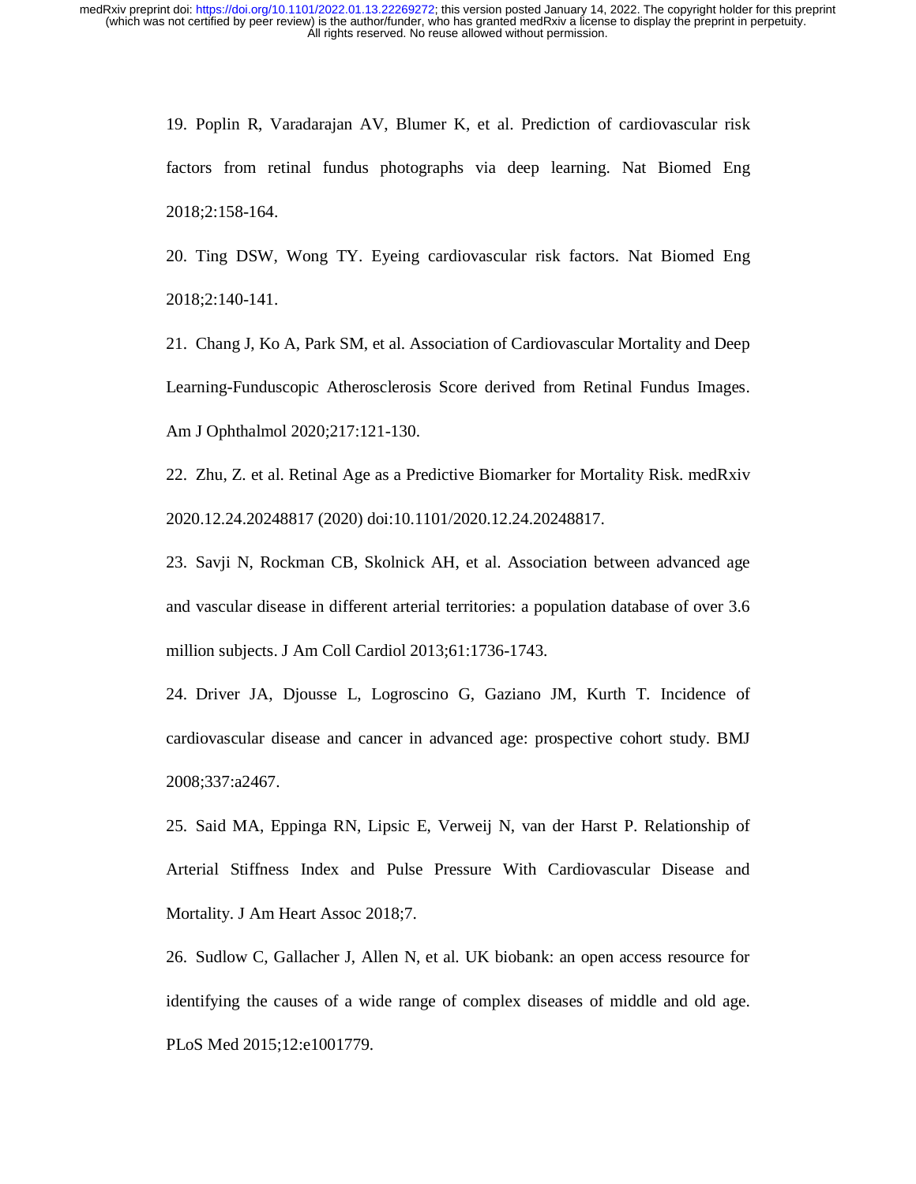19. Poplin R, Varadarajan AV, Blumer K, et al. Prediction of cardiovascular risk factors from retinal fundus photographs via deep learning. Nat Biomed Eng 2018;2:158-164.

20. Ting DSW, Wong TY. Eyeing cardiovascular risk factors. Nat Biomed Eng 2018;2:140-141.

21. Chang J, Ko A, Park SM, et al. Association of Cardiovascular Mortality and Deep Learning-Funduscopic Atherosclerosis Score derived from Retinal Fundus Images. Am J Ophthalmol 2020;217:121-130.

22. Zhu, Z. et al. Retinal Age as a Predictive Biomarker for Mortality Risk. medRxiv 2020.12.24.20248817 (2020) doi:10.1101/2020.12.24.20248817.

23. Savji N, Rockman CB, Skolnick AH, et al. Association between advanced age and vascular disease in different arterial territories: a population database of over 3.6 million subjects. J Am Coll Cardiol 2013;61:1736-1743.

24. Driver JA, Djousse L, Logroscino G, Gaziano JM, Kurth T. Incidence of cardiovascular disease and cancer in advanced age: prospective cohort study. BMJ 2008;337:a2467.

25. Said MA, Eppinga RN, Lipsic E, Verweij N, van der Harst P. Relationship of Arterial Stiffness Index and Pulse Pressure With Cardiovascular Disease and Mortality. J Am Heart Assoc 2018;7.

26. Sudlow C, Gallacher J, Allen N, et al. UK biobank: an open access resource for identifying the causes of a wide range of complex diseases of middle and old age. PLoS Med 2015;12:e1001779.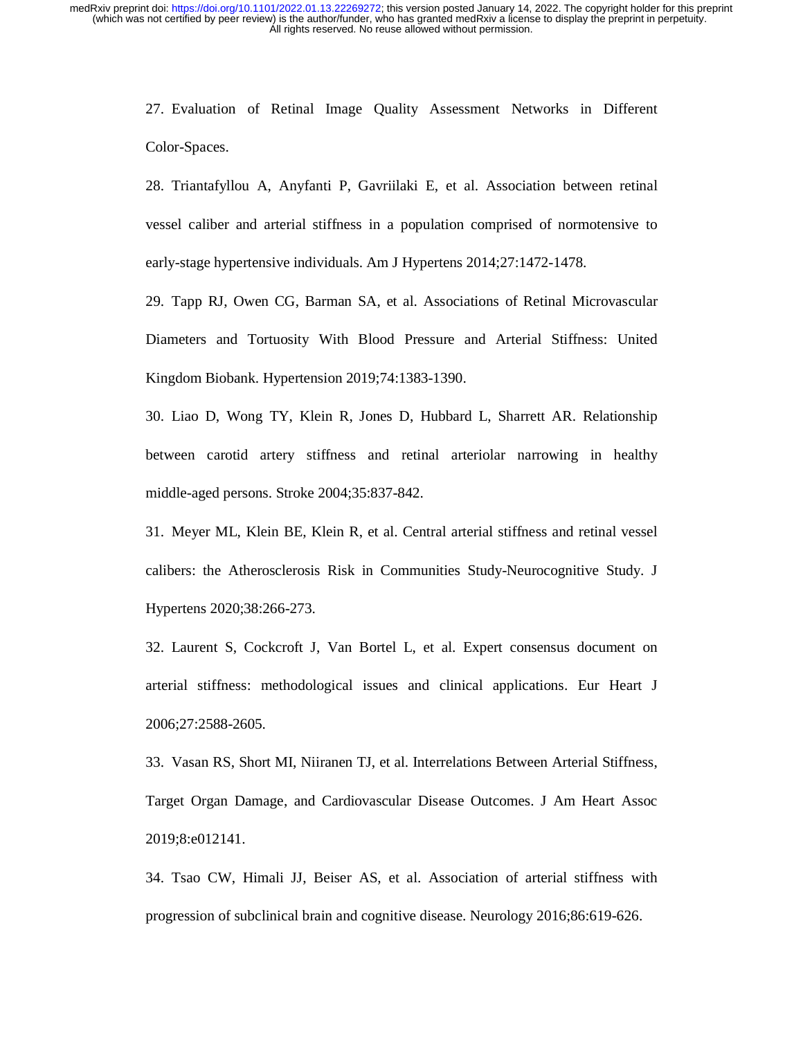27. Evaluation of Retinal Image Quality Assessment Networks in Different Color-Spaces.

28. Triantafyllou A, Anyfanti P, Gavriilaki E, et al. Association between retinal vessel caliber and arterial stiffness in a population comprised of normotensive to early-stage hypertensive individuals. Am J Hypertens 2014;27:1472-1478.

29. Tapp RJ, Owen CG, Barman SA, et al. Associations of Retinal Microvascular Diameters and Tortuosity With Blood Pressure and Arterial Stiffness: United Kingdom Biobank. Hypertension 2019;74:1383-1390.

30. Liao D, Wong TY, Klein R, Jones D, Hubbard L, Sharrett AR. Relationship between carotid artery stiffness and retinal arteriolar narrowing in healthy middle-aged persons. Stroke 2004;35:837-842.

31. Meyer ML, Klein BE, Klein R, et al. Central arterial stiffness and retinal vessel calibers: the Atherosclerosis Risk in Communities Study-Neurocognitive Study. J Hypertens 2020;38:266-273.

32. Laurent S, Cockcroft J, Van Bortel L, et al. Expert consensus document on arterial stiffness: methodological issues and clinical applications. Eur Heart J 2006;27:2588-2605.

33. Vasan RS, Short MI, Niiranen TJ, et al. Interrelations Between Arterial Stiffness, Target Organ Damage, and Cardiovascular Disease Outcomes. J Am Heart Assoc 2019;8:e012141.

34. Tsao CW, Himali JJ, Beiser AS, et al. Association of arterial stiffness with progression of subclinical brain and cognitive disease. Neurology 2016;86:619-626.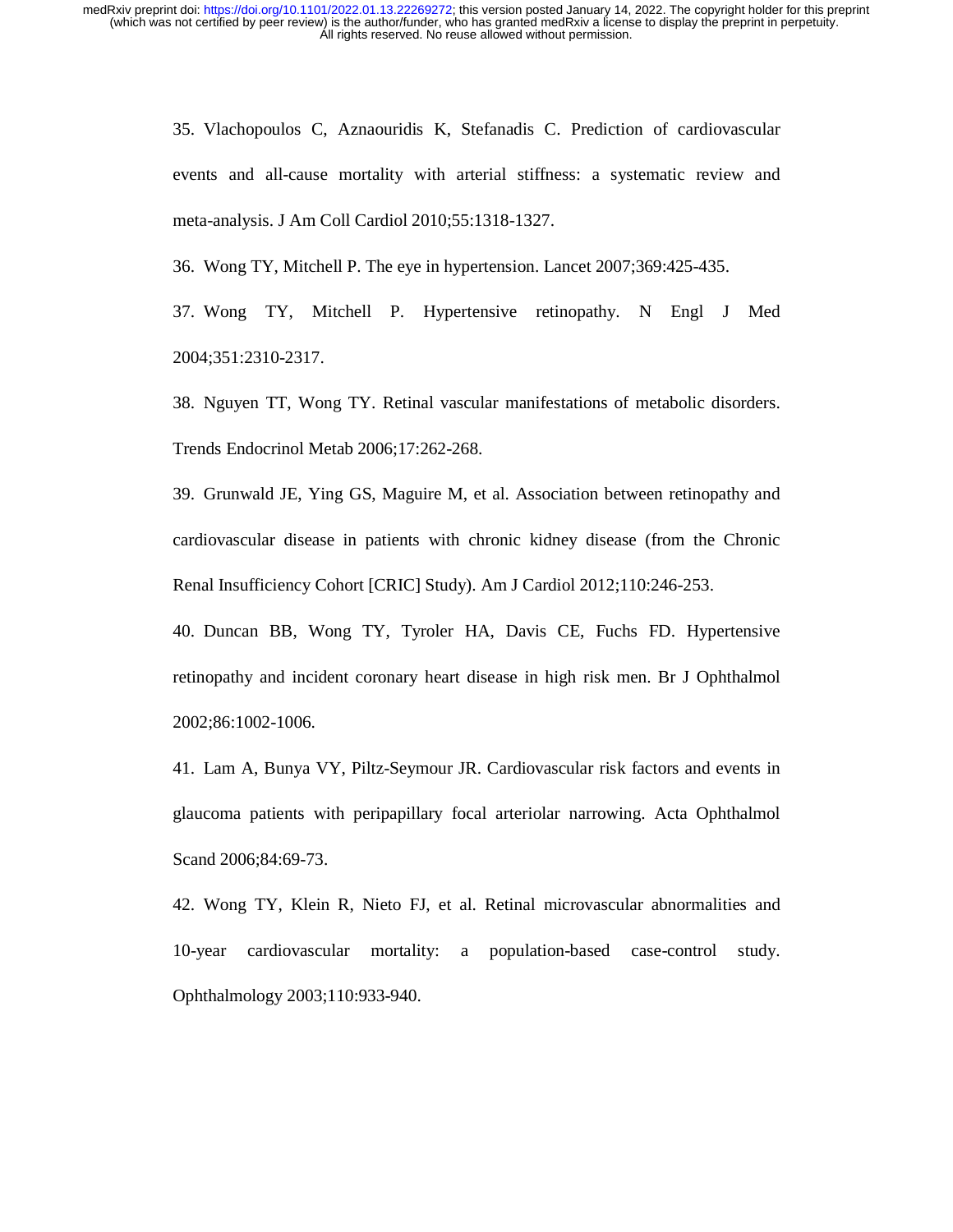35. Vlachopoulos C, Aznaouridis K, Stefanadis C. Prediction of cardiovascular events and all-cause mortality with arterial stiffness: a systematic review and meta-analysis. J Am Coll Cardiol 2010;55:1318-1327.

36. Wong TY, Mitchell P. The eye in hypertension. Lancet 2007;369:425-435.

37. Wong TY, Mitchell P. Hypertensive retinopathy. N Engl J Med 2004;351:2310-2317.

38. Nguyen TT, Wong TY. Retinal vascular manifestations of metabolic disorders. Trends Endocrinol Metab 2006;17:262-268.

39. Grunwald JE, Ying GS, Maguire M, et al. Association between retinopathy and cardiovascular disease in patients with chronic kidney disease (from the Chronic Renal Insufficiency Cohort [CRIC] Study). Am J Cardiol 2012;110:246-253.

40. Duncan BB, Wong TY, Tyroler HA, Davis CE, Fuchs FD. Hypertensive retinopathy and incident coronary heart disease in high risk men. Br J Ophthalmol 2002;86:1002-1006.

41. Lam A, Bunya VY, Piltz-Seymour JR. Cardiovascular risk factors and events in glaucoma patients with peripapillary focal arteriolar narrowing. Acta Ophthalmol Scand 2006;84:69-73.

42. Wong TY, Klein R, Nieto FJ, et al. Retinal microvascular abnormalities and 10-year cardiovascular mortality: a population-based case-control study. Ophthalmology 2003;110:933-940.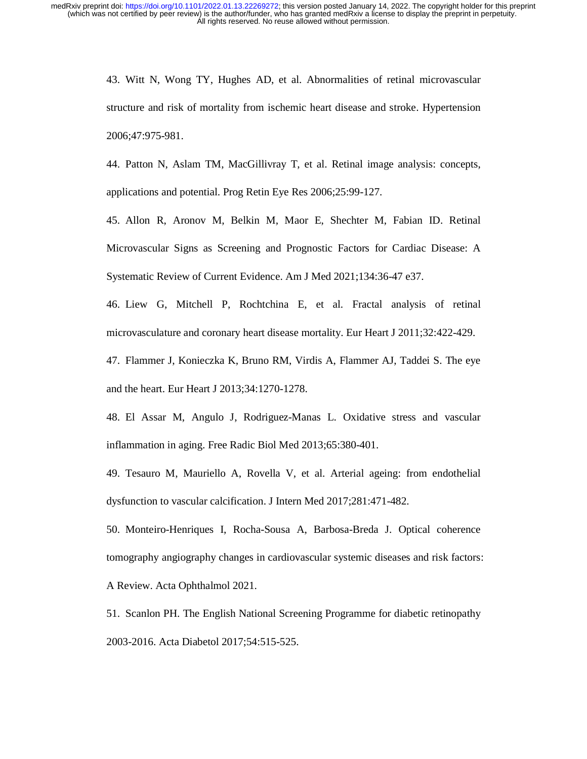43. Witt N, Wong TY, Hughes AD, et al. Abnormalities of retinal microvascular structure and risk of mortality from ischemic heart disease and stroke. Hypertension 2006;47:975-981.

44. Patton N, Aslam TM, MacGillivray T, et al. Retinal image analysis: concepts, applications and potential. Prog Retin Eye Res 2006;25:99-127.

45. Allon R, Aronov M, Belkin M, Maor E, Shechter M, Fabian ID. Retinal Microvascular Signs as Screening and Prognostic Factors for Cardiac Disease: A Systematic Review of Current Evidence. Am J Med 2021;134:36-47 e37.

46. Liew G, Mitchell P, Rochtchina E, et al. Fractal analysis of retinal microvasculature and coronary heart disease mortality. Eur Heart J 2011;32:422-429.

47. Flammer J, Konieczka K, Bruno RM, Virdis A, Flammer AJ, Taddei S. The eye and the heart. Eur Heart J 2013;34:1270-1278.

48. El Assar M, Angulo J, Rodriguez-Manas L. Oxidative stress and vascular inflammation in aging. Free Radic Biol Med 2013;65:380-401.

49. Tesauro M, Mauriello A, Rovella V, et al. Arterial ageing: from endothelial dysfunction to vascular calcification. J Intern Med 2017;281:471-482.

50. Monteiro-Henriques I, Rocha-Sousa A, Barbosa-Breda J. Optical coherence tomography angiography changes in cardiovascular systemic diseases and risk factors: A Review. Acta Ophthalmol 2021.

51. Scanlon PH. The English National Screening Programme for diabetic retinopathy 2003-2016. Acta Diabetol 2017;54:515-525.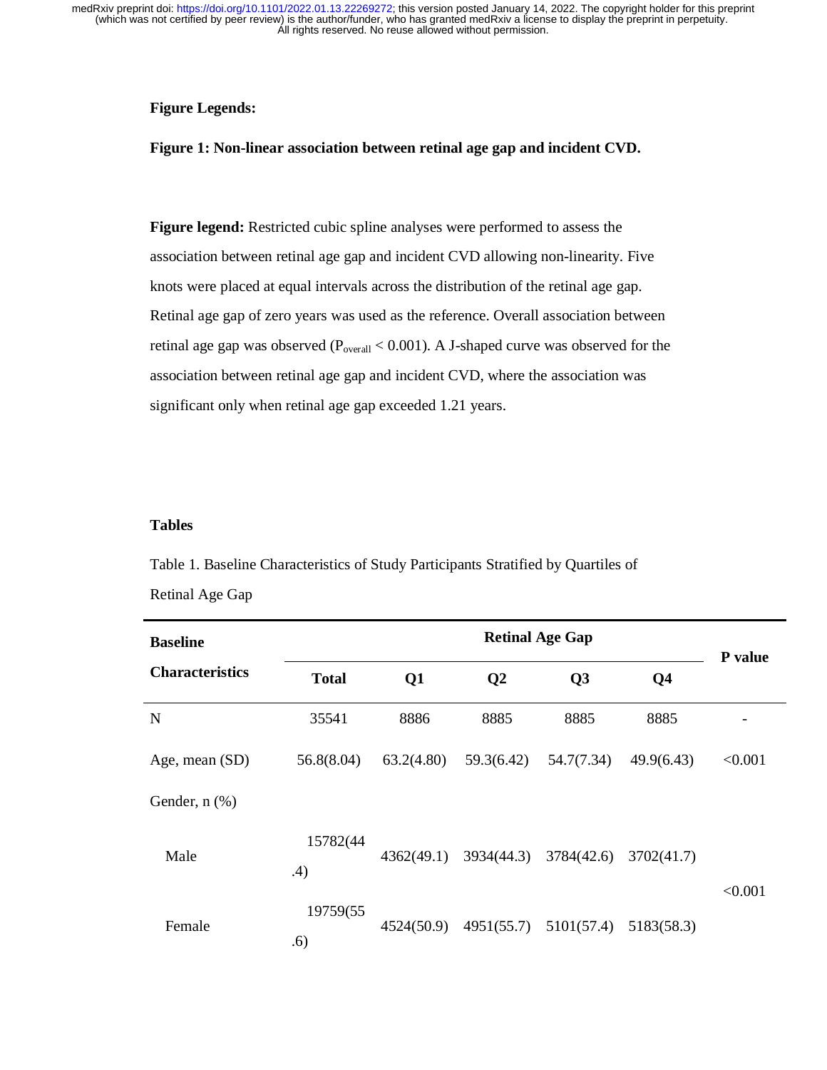**Figure Legends:**

**Figure 1: Non-linear association between retinal age gap and incident CVD.**

**Figure legend:** Restricted cubic spline analyses were performed to assess the association between retinal age gap and incident CVD allowing non-linearity. Five knots were placed at equal intervals across the distribution of the retinal age gap. Retinal age gap of zero years was used as the reference. Overall association between retinal age gap was observed ($P_{overall} < 0.001$). A J-shaped curve was observed for the association between retinal age gap and incident CVD, where the association was significant only when retinal age gap exceeded 1.21 years.

**Tables**

Table 1. Baseline Characteristics of Study Participants Stratified by Quartiles of Retinal Age Gap

| Baseline Characteristics | Retinal Age Gap | | | | | P value |
|---|---|---|---|---|---|---|
| | Total | Q1 | Q2 | Q3 | Q4 | |
| N | 35541 | 8886 | 8885 | 8885 | 8885 | - |
| Age, mean (SD) | 56.8(8.04) | 63.2(4.80) | 59.3(6.42) | 54.7(7.34) | 49.9(6.43) | <0.001 |
| Gender, n (%) | | | | | | |
| Male | 15782(44.4) | 4362(49.1) | 3934(44.3) | 3784(42.6) | 3702(41.7) | <0.001 |
| Female | 19759(55.6) | 4524(50.9) | 4951(55.7) | 5101(57.4) | 5183(58.3) | |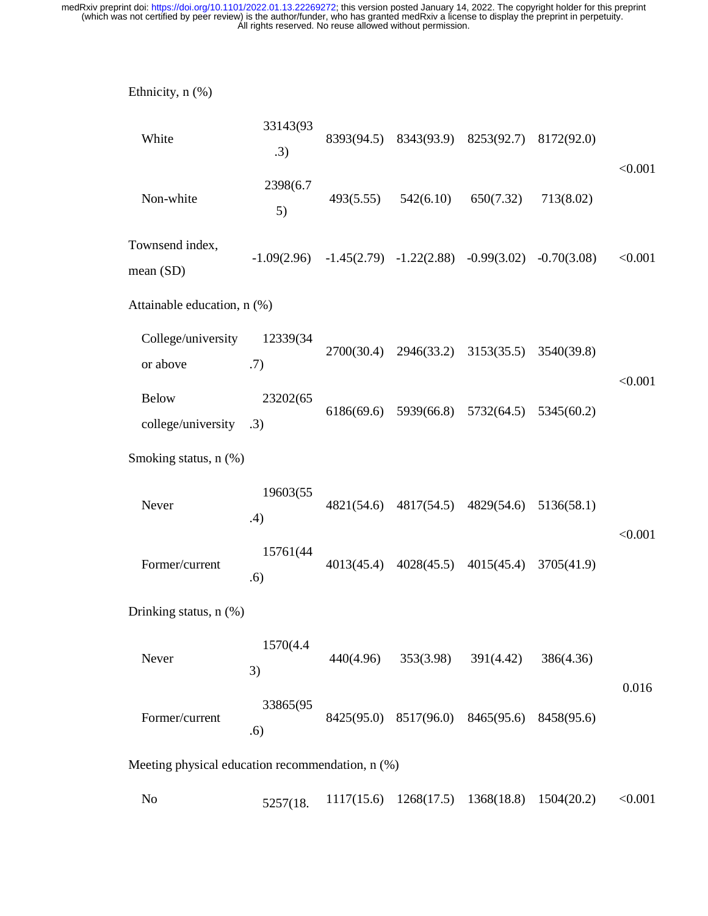| | | | | | | |
|---|---|---|---|---|---|---|
| Ethnicity, n (%) | | | | | | |
| White | 33143(93.3) | 8393(94.5) | 8343(93.9) | 8253(92.7) | 8172(92.0) | <0.001 |
| Non-white | 2398(6.75) | 493(5.55) | 542(6.10) | 650(7.32) | 713(8.02) | |
| Townsend index, mean (SD) | -1.09(2.96) | -1.45(2.79) | -1.22(2.88) | -0.99(3.02) | -0.70(3.08) | <0.001 |
| Attainable education, n (%) | | | | | | |
| College/university or above | 12339(34.7) | 2700(30.4) | 2946(33.2) | 3153(35.5) | 3540(39.8) | <0.001 |
| Below college/university | 23202(65.3) | 6186(69.6) | 5939(66.8) | 5732(64.5) | 5345(60.2) | |
| Smoking status, n (%) | | | | | | |
| Never | 19603(55.4) | 4821(54.6) | 4817(54.5) | 4829(54.6) | 5136(58.1) | <0.001 |
| Former/current | 15761(44.6) | 4013(45.4) | 4028(45.5) | 4015(45.4) | 3705(41.9) | |
| Drinking status, n (%) | | | | | | |
| Never | 1570(4.43) | 440(4.96) | 353(3.98) | 391(4.42) | 386(4.36) | 0.016 |
| Former/current | 33865(95.6) | 8425(95.0) | 8517(96.0) | 8465(95.6) | 8458(95.6) | |
| Meeting physical education recommendation, n (%) | | | | | | |
| No | 5257(18. | 1117(15.6) | 1268(17.5) | 1368(18.8) | 1504(20.2) | <0.001 |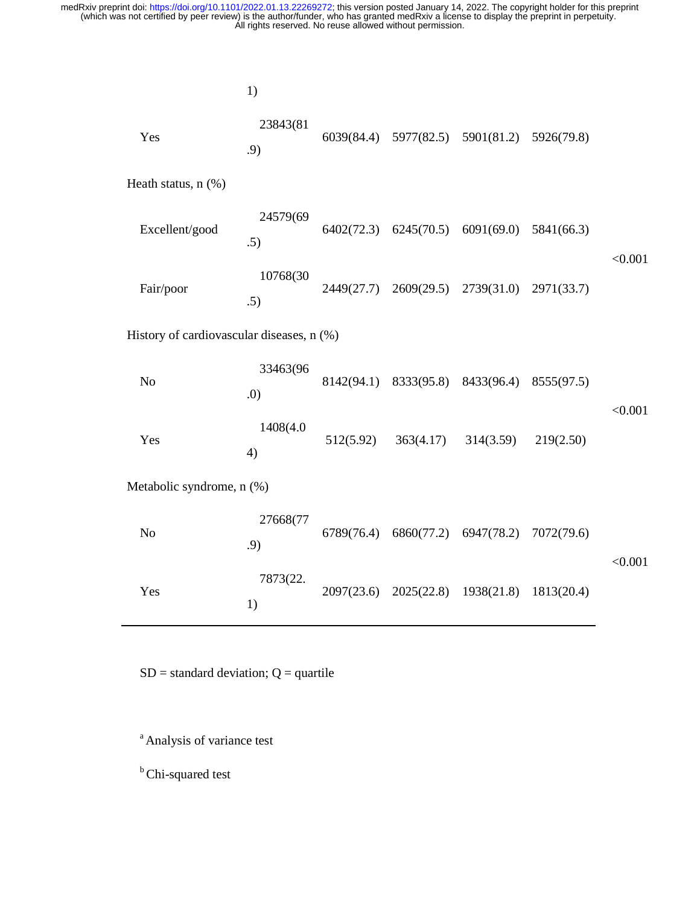| | | | | | | |
|---|---|---|---|---|---|---|
| | 1) | | | | | |
| Yes | 23843(81.9) | 6039(84.4) | 5977(82.5) | 5901(81.2) | 5926(79.8) | |
| Heath status, n (%) | | | | | | |
| Excellent/good | 24579(69.5) | 6402(72.3) | 6245(70.5) | 6091(69.0) | 5841(66.3) | <0.001 |
| Fair/poor | 10768(30.5) | 2449(27.7) | 2609(29.5) | 2739(31.0) | 2971(33.7) | |
| History of cardiovascular diseases, n (%) | | | | | | |
| No | 33463(96.0) | 8142(94.1) | 8333(95.8) | 8433(96.4) | 8555(97.5) | <0.001 |
| Yes | 1408(4.04) | 512(5.92) | 363(4.17) | 314(3.59) | 219(2.50) | |
| Metabolic syndrome, n (%) | | | | | | |
| No | 27668(77.9) | 6789(76.4) | 6860(77.2) | 6947(78.2) | 7072(79.6) | <0.001 |
| Yes | 7873(22.1) | 2097(23.6) | 2025(22.8) | 1938(21.8) | 1813(20.4) | |

SD = standard deviation; Q = quartile

[a] Analysis of variance test

[b] Chi-squared test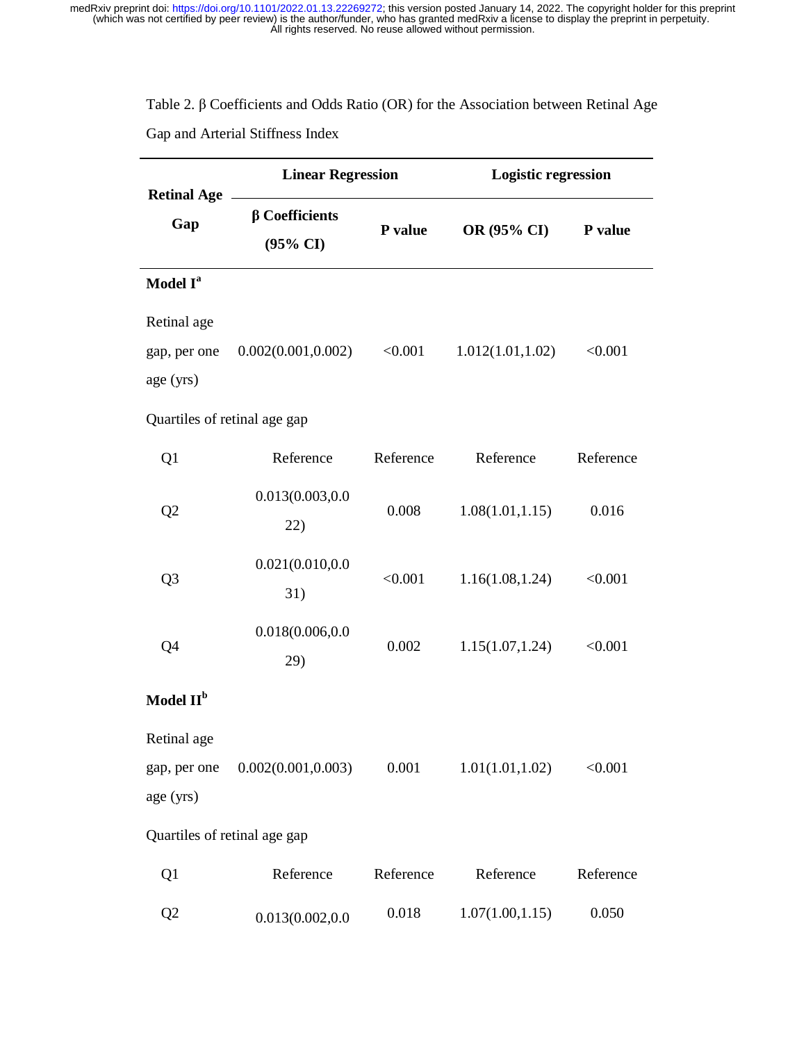Table 2. β Coefficients and Odds Ratio (OR) for the Association between Retinal Age Gap and Arterial Stiffness Index

| Retinal Age Gap | Linear Regression | | Logistic regression | |
|---|---|---|---|---|
| | β Coefficients (95% CI) | P value | OR (95% CI) | P value |
| **Model I[a]** | | | | |
| Retinal age gap, per one age (yrs) | 0.002(0.001,0.002) | <0.001 | 1.012(1.01,1.02) | <0.001 |
| Quartiles of retinal age gap | | | | |
| Q1 | Reference | Reference | Reference | Reference |
| Q2 | 0.013(0.003,0.022) | 0.008 | 1.08(1.01,1.15) | 0.016 |
| Q3 | 0.021(0.010,0.031) | <0.001 | 1.16(1.08,1.24) | <0.001 |
| Q4 | 0.018(0.006,0.029) | 0.002 | 1.15(1.07,1.24) | <0.001 |
| **Model II[b]** | | | | |
| Retinal age gap, per one age (yrs) | 0.002(0.001,0.003) | 0.001 | 1.01(1.01,1.02) | <0.001 |
| Quartiles of retinal age gap | | | | |
| Q1 | Reference | Reference | Reference | Reference |
| Q2 | 0.013(0.002,0.0 | 0.018 | 1.07(1.00,1.15) | 0.050 |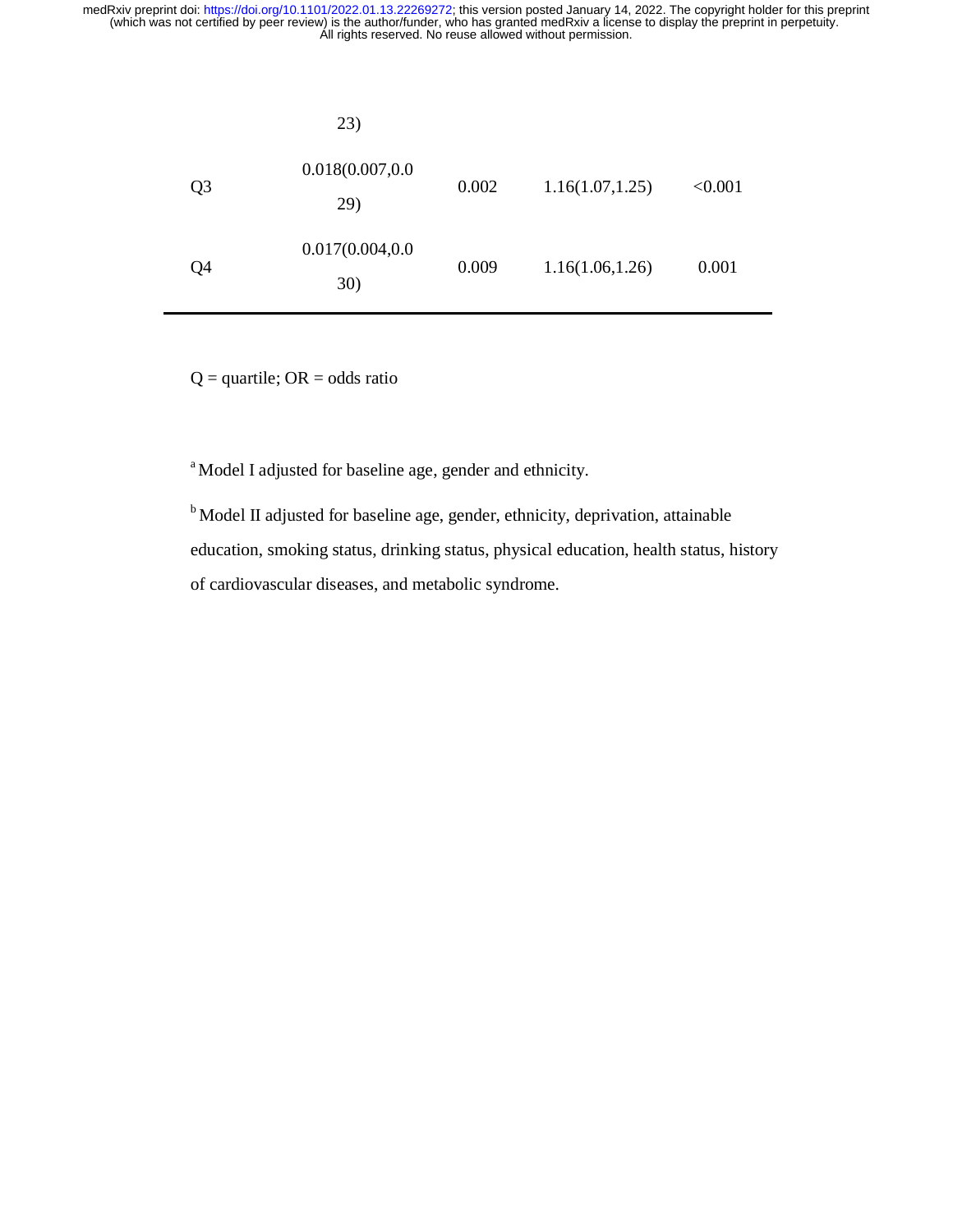| | | | | |
|---|---|---|---|---|
| | 23) | | | |
| Q3 | 0.018(0.007,0.029) | 0.002 | 1.16(1.07,1.25) | <0.001 |
| Q4 | 0.017(0.004,0.030) | 0.009 | 1.16(1.06,1.26) | 0.001 |

Q = quartile; OR = odds ratio

[a] Model I adjusted for baseline age, gender and ethnicity.

[b] Model II adjusted for baseline age, gender, ethnicity, deprivation, attainable education, smoking status, drinking status, physical education, health status, history of cardiovascular diseases, and metabolic syndrome.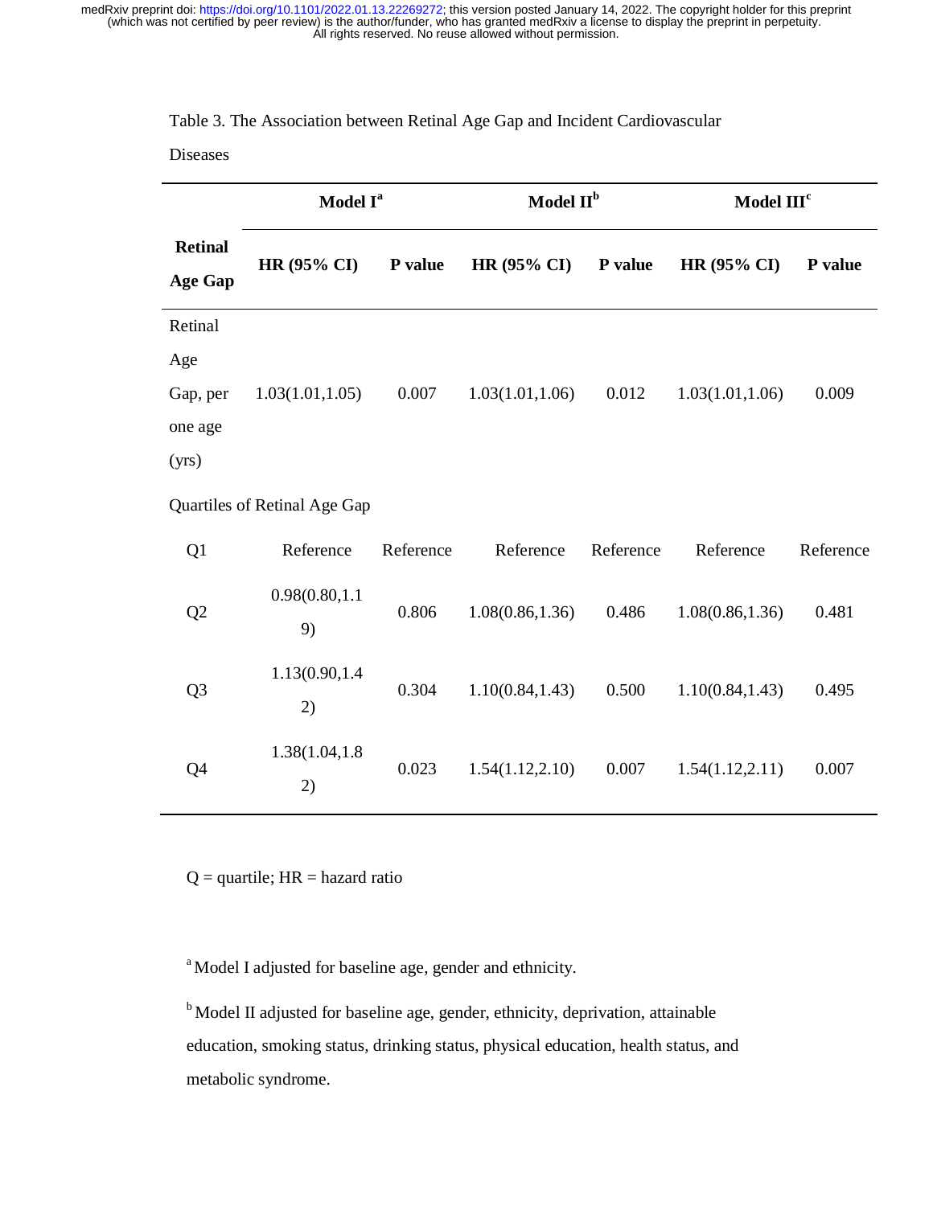Table 3. The Association between Retinal Age Gap and Incident Cardiovascular Diseases

| Retinal Age Gap | Model I[a] | | Model II[b] | | Model III[c] | |
|---|---|---|---|---|---|---|
| | HR (95% CI) | P value | HR (95% CI) | P value | HR (95% CI) | P value |
| Retinal Age Gap, per one age (yrs) | 1.03(1.01,1.05) | 0.007 | 1.03(1.01,1.06) | 0.012 | 1.03(1.01,1.06) | 0.009 |
| Quartiles of Retinal Age Gap | | | | | | |
| Q1 | Reference | Reference | Reference | Reference | Reference | Reference |
| Q2 | 0.98(0.80,1.19) | 0.806 | 1.08(0.86,1.36) | 0.486 | 1.08(0.86,1.36) | 0.481 |
| Q3 | 1.13(0.90,1.42) | 0.304 | 1.10(0.84,1.43) | 0.500 | 1.10(0.84,1.43) | 0.495 |
| Q4 | 1.38(1.04,1.82) | 0.023 | 1.54(1.12,2.10) | 0.007 | 1.54(1.12,2.11) | 0.007 |

Q = quartile; HR = hazard ratio

[a] Model I adjusted for baseline age, gender and ethnicity.

[b] Model II adjusted for baseline age, gender, ethnicity, deprivation, attainable education, smoking status, drinking status, physical education, health status, and metabolic syndrome.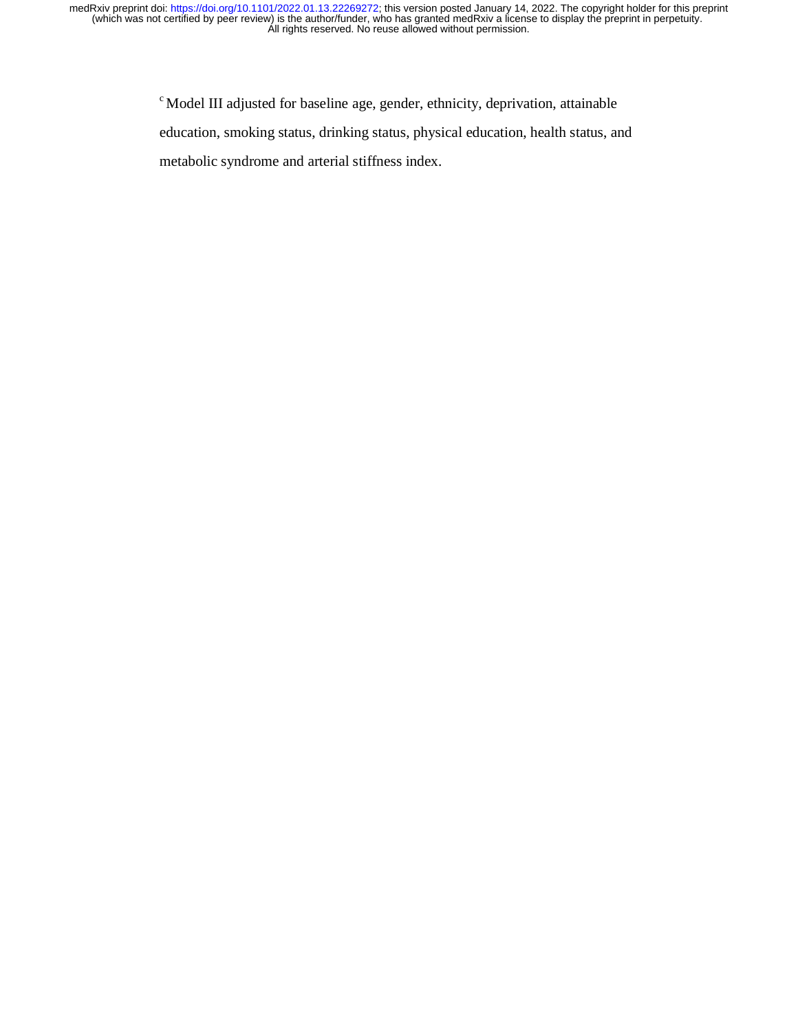[c] Model III adjusted for baseline age, gender, ethnicity, deprivation, attainable education, smoking status, drinking status, physical education, health status, and metabolic syndrome and arterial stiffness index.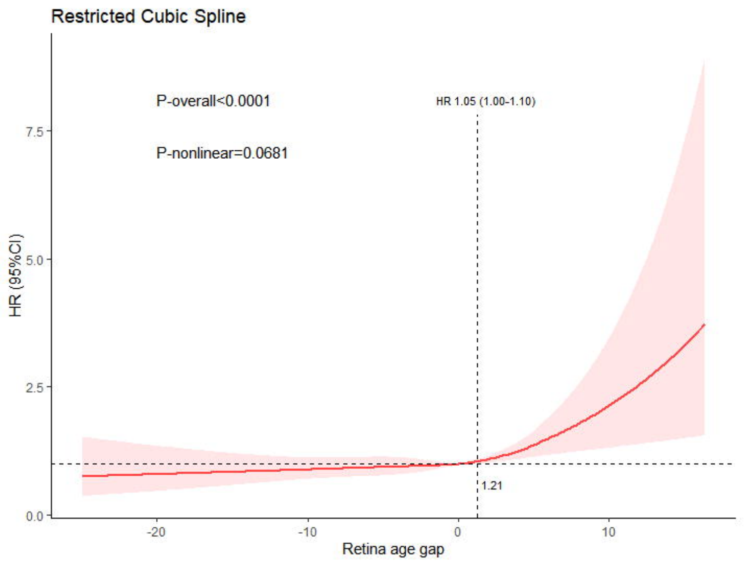Restricted Cubic Spline

P-overall<0.0001

P-nonlinear=0.0681

HR 1.05 (1.00-1.10)

1.21

HR (95%CI)

0.0

2.5

5.0

7.5

-20

-10

0

10

Retina age gap